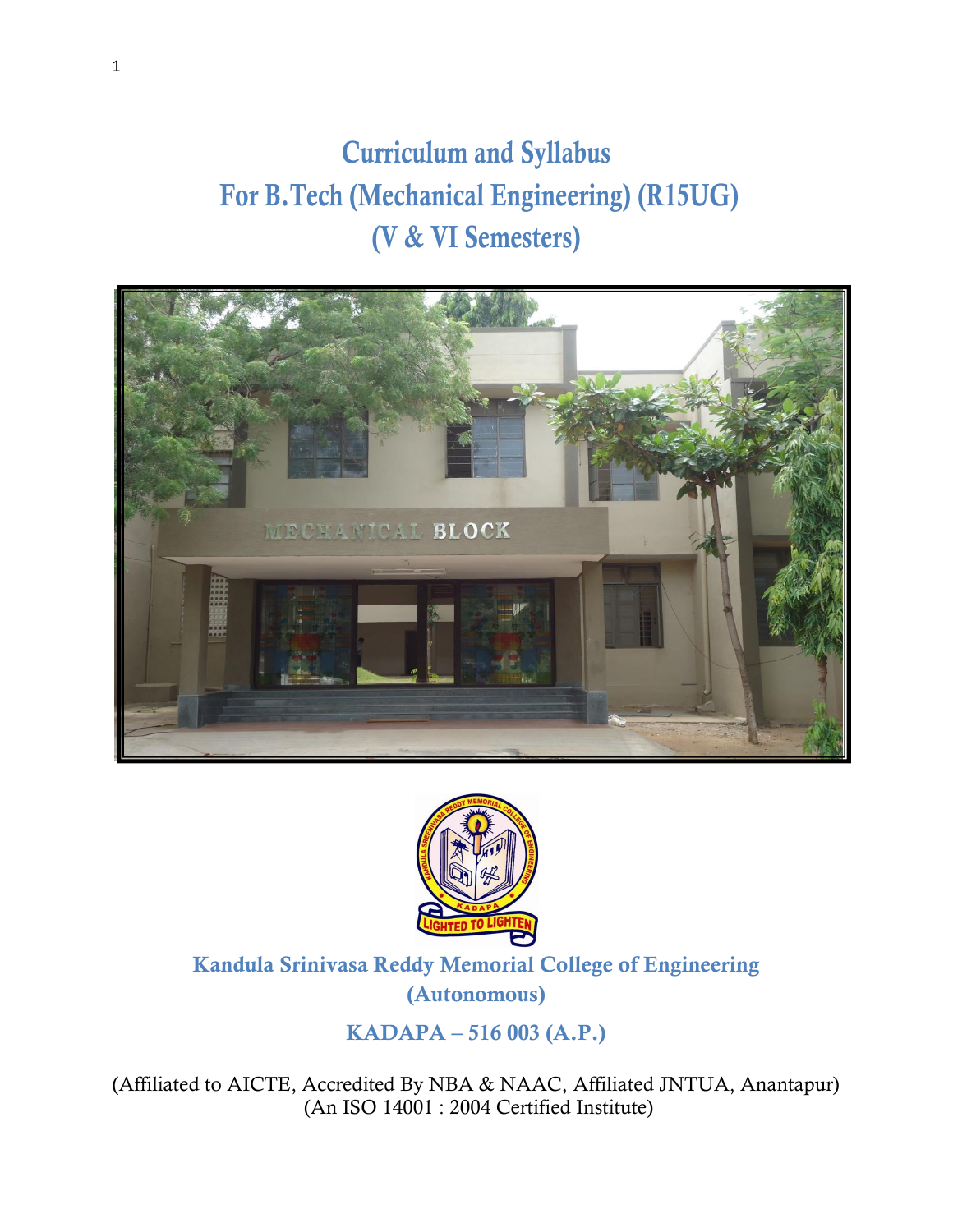# Curriculum and Syllabus
# For B.Tech (Mechanical Engineering) (R15UG)
# (V & VI Semesters)

**Kandula Srinivasa Reddy Memorial College of Engineering**
**(Autonomous)**

**KADAPA – 516 003 (A.P.)**

(Affiliated to AICTE, Accredited By NBA & NAAC, Affiliated JNTUA, Anantapur)
(An ISO 14001 : 2004 Certified Institute)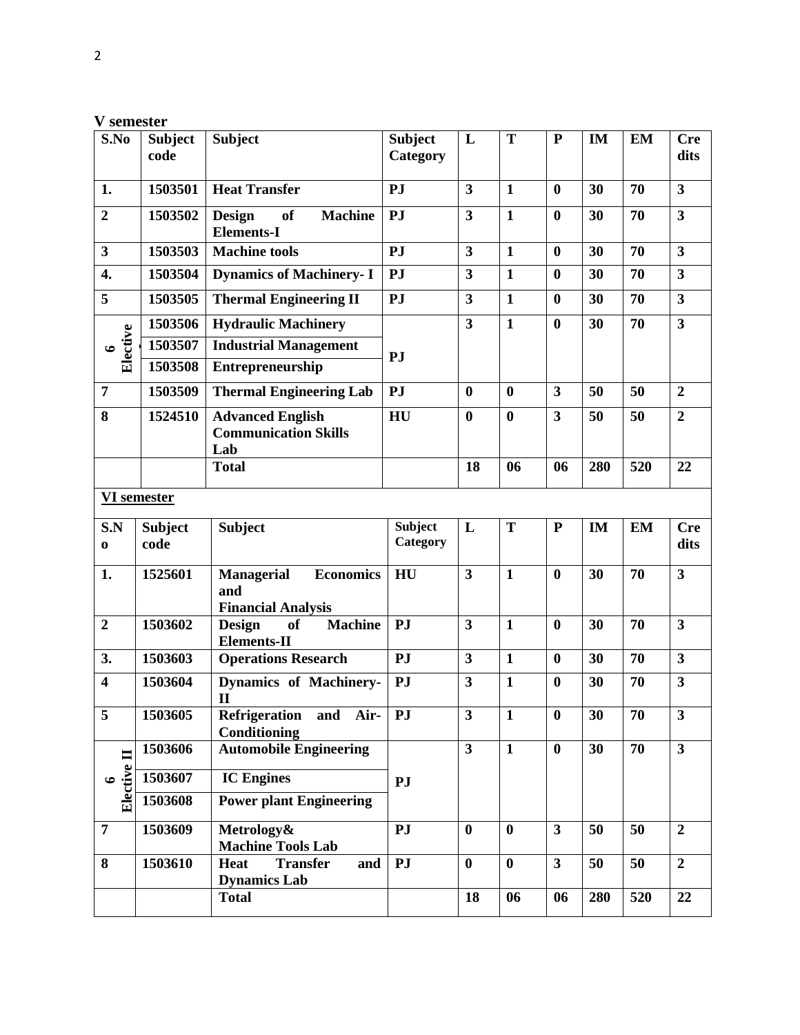**V semester**

| S.No | Subject code | Subject | Subject Category | L | T | P | IM | EM | Credits |
|---|---|---|---|---|---|---|---|---|---|
| 1. | 1503501 | Heat Transfer | PJ | 3 | 1 | 0 | 30 | 70 | 3 |
| 2 | 1503502 | Design of Machine Elements-I | PJ | 3 | 1 | 0 | 30 | 70 | 3 |
| 3 | 1503503 | Machine tools | PJ | 3 | 1 | 0 | 30 | 70 | 3 |
| 4. | 1503504 | Dynamics of Machinery- I | PJ | 3 | 1 | 0 | 30 | 70 | 3 |
| 5 | 1503505 | Thermal Engineering II | PJ | 3 | 1 | 0 | 30 | 70 | 3 |
| 6 Elective | 1503506 | Hydraulic Machinery | PJ | 3 | 1 | 0 | 30 | 70 | 3 |
| | 1503507 | Industrial Management | | | | | | | |
| | 1503508 | Entrepreneurship | | | | | | | |
| 7 | 1503509 | Thermal Engineering Lab | PJ | 0 | 0 | 3 | 50 | 50 | 2 |
| 8 | 1524510 | Advanced English Communication Skills Lab | HU | 0 | 0 | 3 | 50 | 50 | 2 |
| | | Total | | 18 | 06 | 06 | 280 | 520 | 22 |

**VI semester**

| S.No | Subject code | Subject | Subject Category | L | T | P | IM | EM | Credits |
|---|---|---|---|---|---|---|---|---|---|
| 1. | 1525601 | Managerial Economics and Financial Analysis | HU | 3 | 1 | 0 | 30 | 70 | 3 |
| 2 | 1503602 | Design of Machine Elements-II | PJ | 3 | 1 | 0 | 30 | 70 | 3 |
| 3. | 1503603 | Operations Research | PJ | 3 | 1 | 0 | 30 | 70 | 3 |
| 4 | 1503604 | Dynamics of Machinery- II | PJ | 3 | 1 | 0 | 30 | 70 | 3 |
| 5 | 1503605 | Refrigeration and Air-Conditioning | PJ | 3 | 1 | 0 | 30 | 70 | 3 |
| 6 Elective II | 1503606 | Automobile Engineering | PJ | 3 | 1 | 0 | 30 | 70 | 3 |
| | 1503607 | IC Engines | | | | | | | |
| | 1503608 | Power plant Engineering | | | | | | | |
| 7 | 1503609 | Metrology& Machine Tools Lab | PJ | 0 | 0 | 3 | 50 | 50 | 2 |
| 8 | 1503610 | Heat Transfer and Dynamics Lab | PJ | 0 | 0 | 3 | 50 | 50 | 2 |
| | | Total | | 18 | 06 | 06 | 280 | 520 | 22 |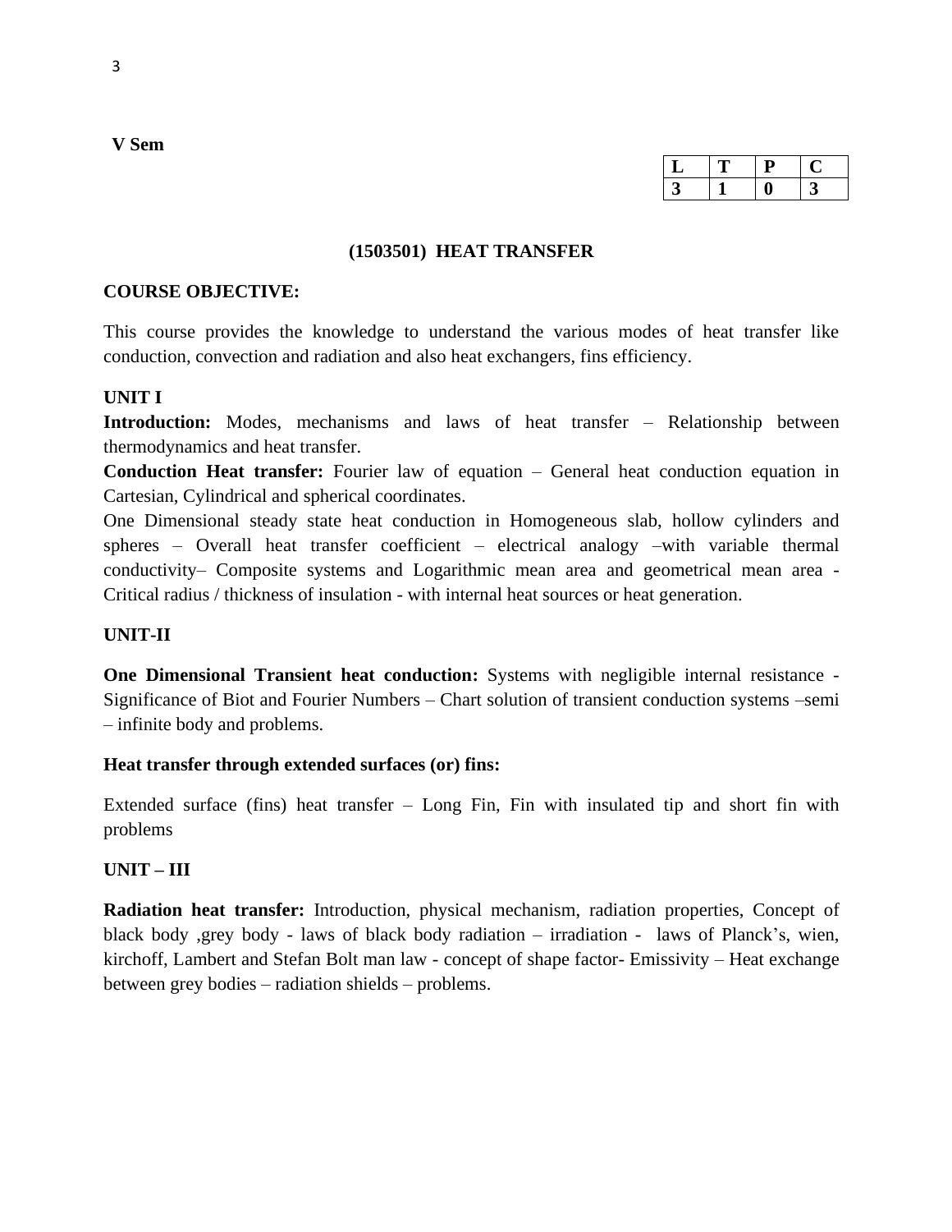**V Sem**

| L | T | P | C |
|---|---|---|---|
| 3 | 1 | 0 | 3 |

## (1503501) HEAT TRANSFER

**COURSE OBJECTIVE:**

This course provides the knowledge to understand the various modes of heat transfer like conduction, convection and radiation and also heat exchangers, fins efficiency.

**UNIT I**

**Introduction:** Modes, mechanisms and laws of heat transfer – Relationship between thermodynamics and heat transfer.

**Conduction Heat transfer:** Fourier law of equation – General heat conduction equation in Cartesian, Cylindrical and spherical coordinates.

One Dimensional steady state heat conduction in Homogeneous slab, hollow cylinders and spheres – Overall heat transfer coefficient – electrical analogy –with variable thermal conductivity– Composite systems and Logarithmic mean area and geometrical mean area - Critical radius / thickness of insulation - with internal heat sources or heat generation.

**UNIT-II**

**One Dimensional Transient heat conduction:** Systems with negligible internal resistance - Significance of Biot and Fourier Numbers – Chart solution of transient conduction systems –semi – infinite body and problems.

**Heat transfer through extended surfaces (or) fins:**

Extended surface (fins) heat transfer – Long Fin, Fin with insulated tip and short fin with problems

**UNIT – III**

**Radiation heat transfer:** Introduction, physical mechanism, radiation properties, Concept of black body ,grey body - laws of black body radiation – irradiation - laws of Planck's, wien, kirchoff, Lambert and Stefan Bolt man law - concept of shape factor- Emissivity – Heat exchange between grey bodies – radiation shields – problems.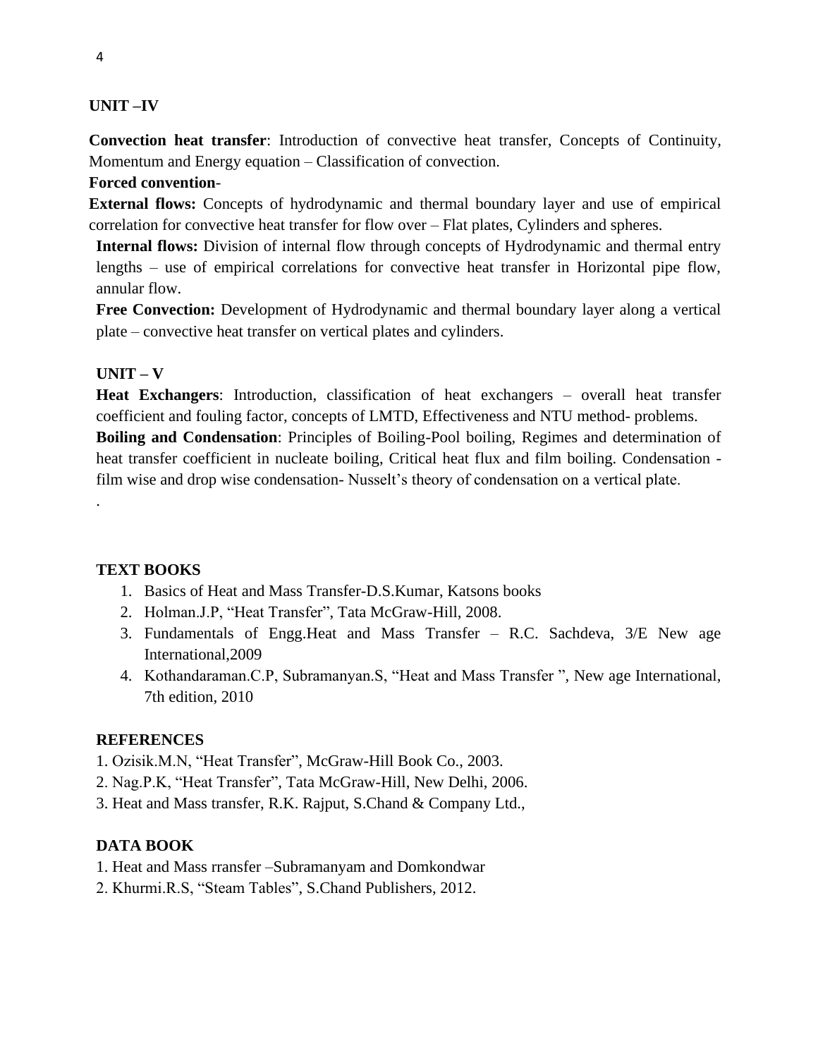**UNIT –IV**

**Convection heat transfer**: Introduction of convective heat transfer, Concepts of Continuity, Momentum and Energy equation – Classification of convection.

**Forced convention**-

**External flows:** Concepts of hydrodynamic and thermal boundary layer and use of empirical correlation for convective heat transfer for flow over – Flat plates, Cylinders and spheres.

**Internal flows:** Division of internal flow through concepts of Hydrodynamic and thermal entry lengths – use of empirical correlations for convective heat transfer in Horizontal pipe flow, annular flow.

**Free Convection:** Development of Hydrodynamic and thermal boundary layer along a vertical plate – convective heat transfer on vertical plates and cylinders.

**UNIT – V**

**Heat Exchangers**: Introduction, classification of heat exchangers – overall heat transfer coefficient and fouling factor, concepts of LMTD, Effectiveness and NTU method- problems.

**Boiling and Condensation**: Principles of Boiling-Pool boiling, Regimes and determination of heat transfer coefficient in nucleate boiling, Critical heat flux and film boiling. Condensation - film wise and drop wise condensation- Nusselt's theory of condensation on a vertical plate.

.

**TEXT BOOKS**

1. Basics of Heat and Mass Transfer-D.S.Kumar, Katsons books
2. Holman.J.P, "Heat Transfer", Tata McGraw-Hill, 2008.
3. Fundamentals of Engg.Heat and Mass Transfer – R.C. Sachdeva, 3/E New age International,2009
4. Kothandaraman.C.P, Subramanyan.S, "Heat and Mass Transfer ", New age International, 7th edition, 2010

**REFERENCES**

1. Ozisik.M.N, "Heat Transfer", McGraw-Hill Book Co., 2003.
2. Nag.P.K, "Heat Transfer", Tata McGraw-Hill, New Delhi, 2006.
3. Heat and Mass transfer, R.K. Rajput, S.Chand & Company Ltd.,

**DATA BOOK**

1. Heat and Mass rransfer –Subramanyam and Domkondwar
2. Khurmi.R.S, "Steam Tables", S.Chand Publishers, 2012.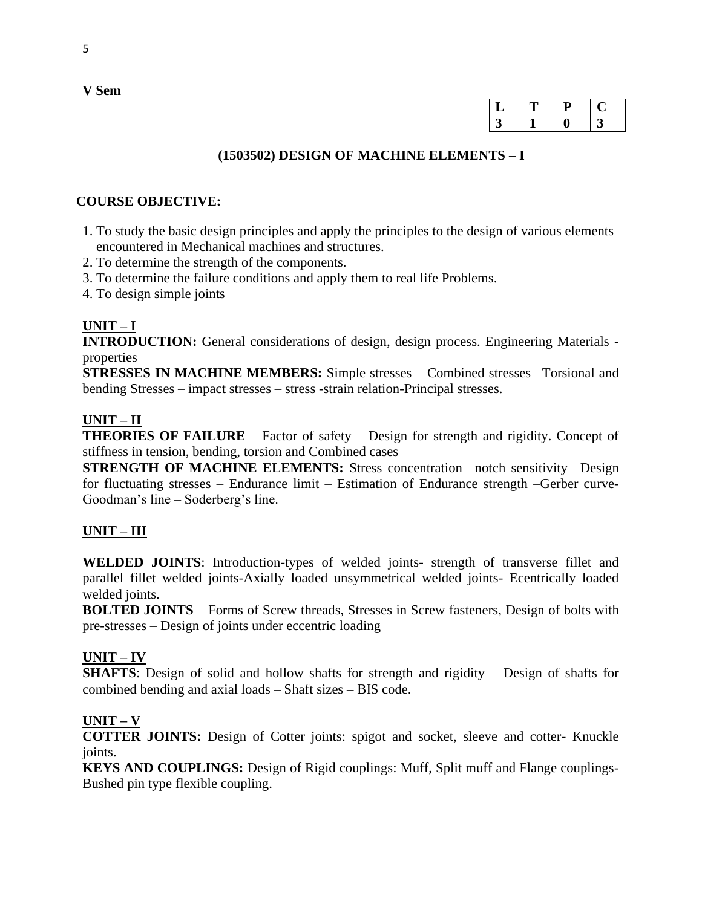**V Sem**

| L | T | P | C |
|---|---|---|---|
| 3 | 1 | 0 | 3 |

## (1503502) DESIGN OF MACHINE ELEMENTS – I

### COURSE OBJECTIVE:

1. To study the basic design principles and apply the principles to the design of various elements encountered in Mechanical machines and structures.
2. To determine the strength of the components.
3. To determine the failure conditions and apply them to real life Problems.
4. To design simple joints

### UNIT – I

**INTRODUCTION:** General considerations of design, design process. Engineering Materials - properties

**STRESSES IN MACHINE MEMBERS:** Simple stresses – Combined stresses –Torsional and bending Stresses – impact stresses – stress -strain relation-Principal stresses.

### UNIT – II

**THEORIES OF FAILURE** – Factor of safety – Design for strength and rigidity. Concept of stiffness in tension, bending, torsion and Combined cases

**STRENGTH OF MACHINE ELEMENTS:** Stress concentration –notch sensitivity –Design for fluctuating stresses – Endurance limit – Estimation of Endurance strength –Gerber curve-Goodman's line – Soderberg's line.

### UNIT – III

**WELDED JOINTS**: Introduction-types of welded joints- strength of transverse fillet and parallel fillet welded joints-Axially loaded unsymmetrical welded joints- Ecentrically loaded welded joints.

**BOLTED JOINTS** – Forms of Screw threads, Stresses in Screw fasteners, Design of bolts with pre-stresses – Design of joints under eccentric loading

### UNIT – IV

**SHAFTS**: Design of solid and hollow shafts for strength and rigidity – Design of shafts for combined bending and axial loads – Shaft sizes – BIS code.

### UNIT – V

**COTTER JOINTS:** Design of Cotter joints: spigot and socket, sleeve and cotter- Knuckle joints.

**KEYS AND COUPLINGS:** Design of Rigid couplings: Muff, Split muff and Flange couplings-Bushed pin type flexible coupling.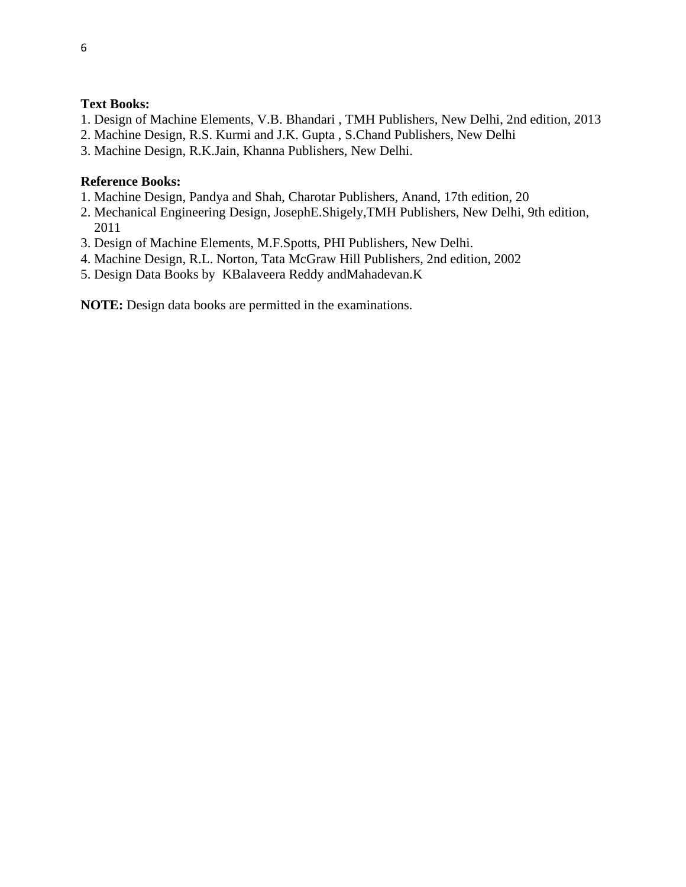**Text Books:**

1. Design of Machine Elements, V.B. Bhandari , TMH Publishers, New Delhi, 2nd edition, 2013
2. Machine Design, R.S. Kurmi and J.K. Gupta , S.Chand Publishers, New Delhi
3. Machine Design, R.K.Jain, Khanna Publishers, New Delhi.

**Reference Books:**

1. Machine Design, Pandya and Shah, Charotar Publishers, Anand, 17th edition, 20
2. Mechanical Engineering Design, JosephE.Shigely,TMH Publishers, New Delhi, 9th edition, 2011
3. Design of Machine Elements, M.F.Spotts, PHI Publishers, New Delhi.
4. Machine Design, R.L. Norton, Tata McGraw Hill Publishers, 2nd edition, 2002
5. Design Data Books by KBalaveera Reddy andMahadevan.K

**NOTE:** Design data books are permitted in the examinations.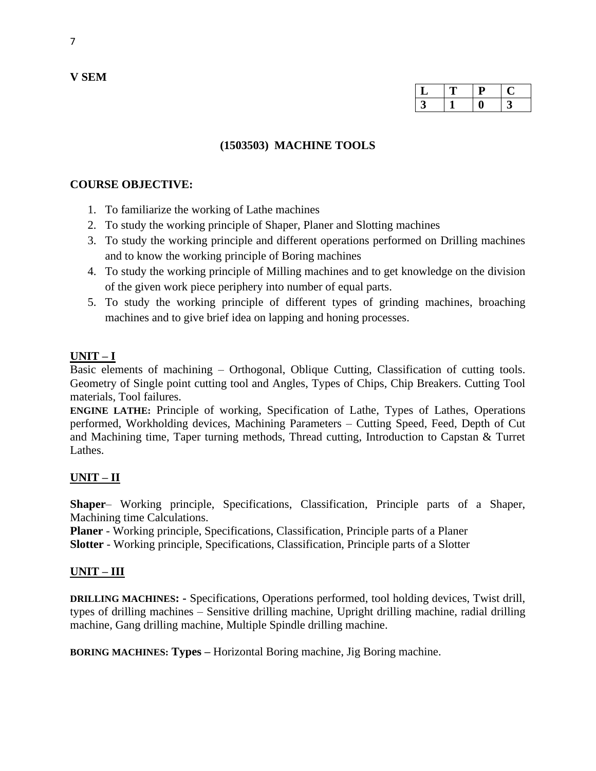**V SEM**

| L | T | P | C |
|---|---|---|---|
| 3 | 1 | 0 | 3 |

## (1503503) MACHINE TOOLS

**COURSE OBJECTIVE:**

1. To familiarize the working of Lathe machines
2. To study the working principle of Shaper, Planer and Slotting machines
3. To study the working principle and different operations performed on Drilling machines and to know the working principle of Boring machines
4. To study the working principle of Milling machines and to get knowledge on the division of the given work piece periphery into number of equal parts.
5. To study the working principle of different types of grinding machines, broaching machines and to give brief idea on lapping and honing processes.

**UNIT – I**

Basic elements of machining – Orthogonal, Oblique Cutting, Classification of cutting tools. Geometry of Single point cutting tool and Angles, Types of Chips, Chip Breakers. Cutting Tool materials, Tool failures.

**ENGINE LATHE:** Principle of working, Specification of Lathe, Types of Lathes, Operations performed, Workholding devices, Machining Parameters – Cutting Speed, Feed, Depth of Cut and Machining time, Taper turning methods, Thread cutting, Introduction to Capstan & Turret Lathes.

**UNIT – II**

**Shaper**– Working principle, Specifications, Classification, Principle parts of a Shaper, Machining time Calculations.

**Planer** - Working principle, Specifications, Classification, Principle parts of a Planer

**Slotter** - Working principle, Specifications, Classification, Principle parts of a Slotter

**UNIT – III**

**DRILLING MACHINES: -** Specifications, Operations performed, tool holding devices, Twist drill, types of drilling machines – Sensitive drilling machine, Upright drilling machine, radial drilling machine, Gang drilling machine, Multiple Spindle drilling machine.

**BORING MACHINES: Types –** Horizontal Boring machine, Jig Boring machine.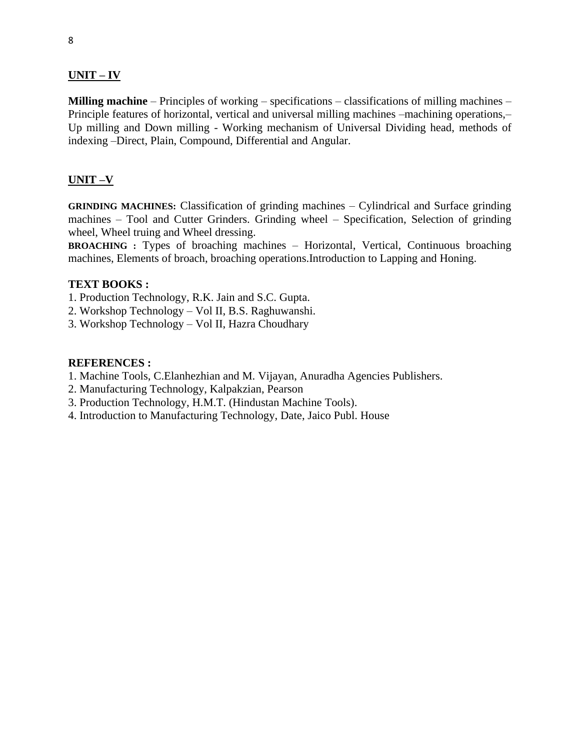## UNIT – IV

**Milling machine** – Principles of working – specifications – classifications of milling machines – Principle features of horizontal, vertical and universal milling machines –machining operations,– Up milling and Down milling - Working mechanism of Universal Dividing head, methods of indexing –Direct, Plain, Compound, Differential and Angular.

## UNIT –V

**GRINDING MACHINES:** Classification of grinding machines – Cylindrical and Surface grinding machines – Tool and Cutter Grinders. Grinding wheel – Specification, Selection of grinding wheel, Wheel truing and Wheel dressing.

**BROACHING :** Types of broaching machines – Horizontal, Vertical, Continuous broaching machines, Elements of broach, broaching operations.Introduction to Lapping and Honing.

### TEXT BOOKS :

1. Production Technology, R.K. Jain and S.C. Gupta.
2. Workshop Technology – Vol II, B.S. Raghuwanshi.
3. Workshop Technology – Vol II, Hazra Choudhary

### REFERENCES :

1. Machine Tools, C.Elanhezhian and M. Vijayan, Anuradha Agencies Publishers.
2. Manufacturing Technology, Kalpakzian, Pearson
3. Production Technology, H.M.T. (Hindustan Machine Tools).
4. Introduction to Manufacturing Technology, Date, Jaico Publ. House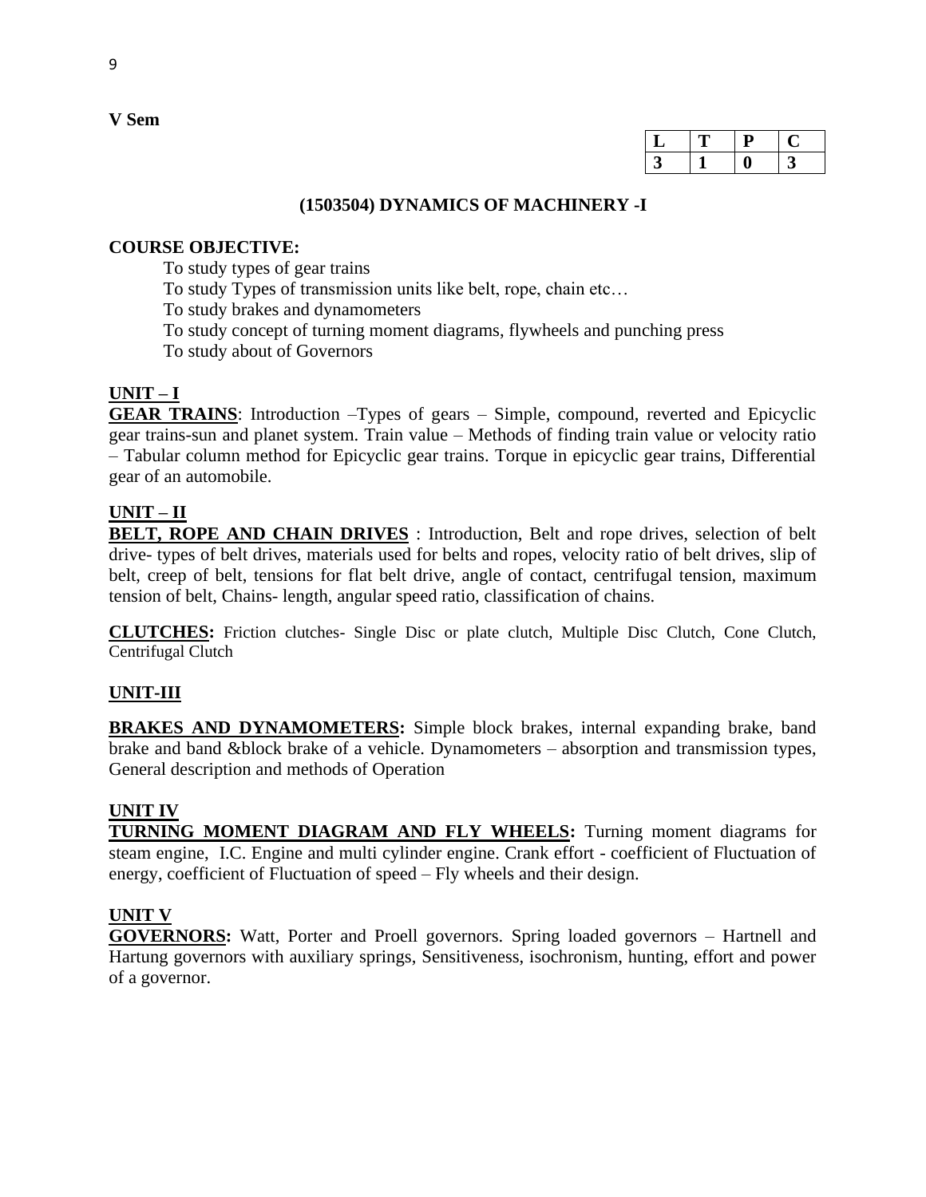**V Sem**

| L | T | P | C |
|---|---|---|---|
| 3 | 1 | 0 | 3 |

## (1503504) DYNAMICS OF MACHINERY -I

**COURSE OBJECTIVE:**

To study types of gear trains
To study Types of transmission units like belt, rope, chain etc…
To study brakes and dynamometers
To study concept of turning moment diagrams, flywheels and punching press
To study about of Governors

**UNIT – I**

**GEAR TRAINS**: Introduction –Types of gears – Simple, compound, reverted and Epicyclic gear trains-sun and planet system. Train value – Methods of finding train value or velocity ratio – Tabular column method for Epicyclic gear trains. Torque in epicyclic gear trains, Differential gear of an automobile.

**UNIT – II**

**BELT, ROPE AND CHAIN DRIVES** : Introduction, Belt and rope drives, selection of belt drive- types of belt drives, materials used for belts and ropes, velocity ratio of belt drives, slip of belt, creep of belt, tensions for flat belt drive, angle of contact, centrifugal tension, maximum tension of belt, Chains- length, angular speed ratio, classification of chains.

**CLUTCHES:** Friction clutches- Single Disc or plate clutch, Multiple Disc Clutch, Cone Clutch, Centrifugal Clutch

**UNIT-III**

**BRAKES AND DYNAMOMETERS:** Simple block brakes, internal expanding brake, band brake and band &block brake of a vehicle. Dynamometers – absorption and transmission types, General description and methods of Operation

**UNIT IV**

**TURNING MOMENT DIAGRAM AND FLY WHEELS:** Turning moment diagrams for steam engine, I.C. Engine and multi cylinder engine. Crank effort - coefficient of Fluctuation of energy, coefficient of Fluctuation of speed – Fly wheels and their design.

**UNIT V**

**GOVERNORS:** Watt, Porter and Proell governors. Spring loaded governors – Hartnell and Hartung governors with auxiliary springs, Sensitiveness, isochronism, hunting, effort and power of a governor.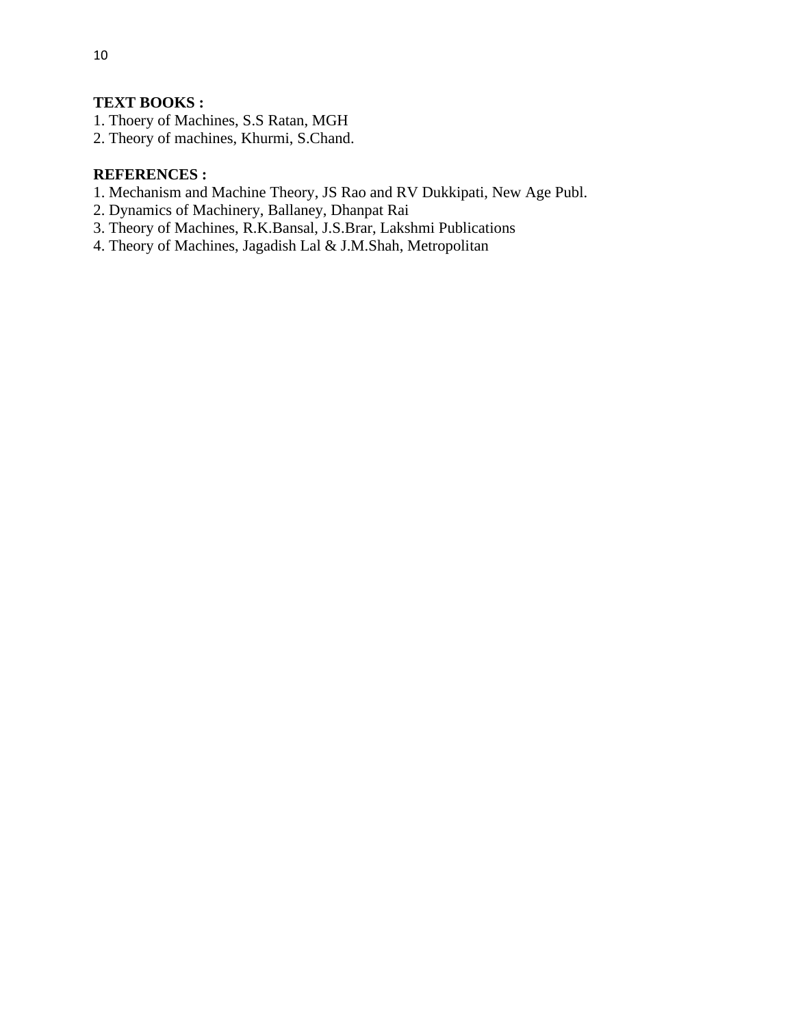**TEXT BOOKS :**

1. Thoery of Machines, S.S Ratan, MGH
2. Theory of machines, Khurmi, S.Chand.

**REFERENCES :**

1. Mechanism and Machine Theory, JS Rao and RV Dukkipati, New Age Publ.
2. Dynamics of Machinery, Ballaney, Dhanpat Rai
3. Theory of Machines, R.K.Bansal, J.S.Brar, Lakshmi Publications
4. Theory of Machines, Jagadish Lal & J.M.Shah, Metropolitan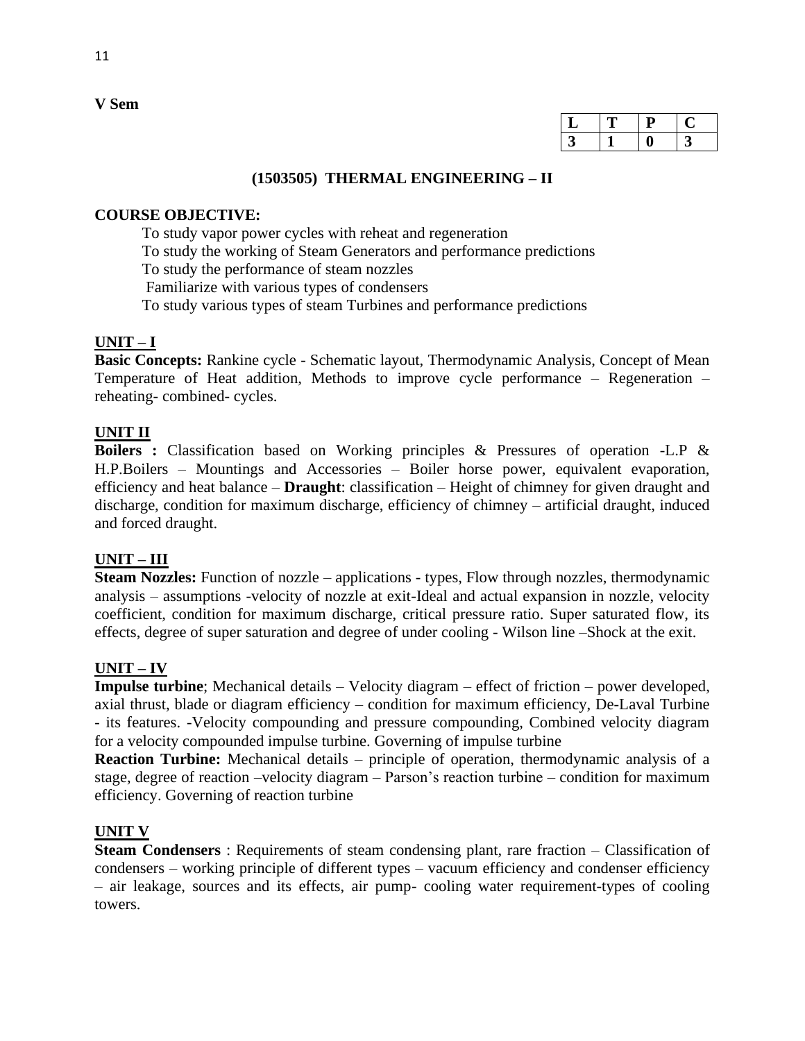**V Sem**

| L | T | P | C |
|---|---|---|---|
| 3 | 1 | 0 | 3 |

## (1503505) THERMAL ENGINEERING – II

**COURSE OBJECTIVE:**

To study vapor power cycles with reheat and regeneration
To study the working of Steam Generators and performance predictions
To study the performance of steam nozzles
Familiarize with various types of condensers
To study various types of steam Turbines and performance predictions

### UNIT – I

**Basic Concepts:** Rankine cycle - Schematic layout, Thermodynamic Analysis, Concept of Mean Temperature of Heat addition, Methods to improve cycle performance – Regeneration – reheating- combined- cycles.

### UNIT II

**Boilers :** Classification based on Working principles & Pressures of operation -L.P & H.P.Boilers – Mountings and Accessories – Boiler horse power, equivalent evaporation, efficiency and heat balance – **Draught**: classification – Height of chimney for given draught and discharge, condition for maximum discharge, efficiency of chimney – artificial draught, induced and forced draught.

### UNIT – III

**Steam Nozzles:** Function of nozzle – applications - types, Flow through nozzles, thermodynamic analysis – assumptions -velocity of nozzle at exit-Ideal and actual expansion in nozzle, velocity coefficient, condition for maximum discharge, critical pressure ratio. Super saturated flow, its effects, degree of super saturation and degree of under cooling - Wilson line –Shock at the exit.

### UNIT – IV

**Impulse turbine**; Mechanical details – Velocity diagram – effect of friction – power developed, axial thrust, blade or diagram efficiency – condition for maximum efficiency, De-Laval Turbine - its features. -Velocity compounding and pressure compounding, Combined velocity diagram for a velocity compounded impulse turbine. Governing of impulse turbine

**Reaction Turbine:** Mechanical details – principle of operation, thermodynamic analysis of a stage, degree of reaction –velocity diagram – Parson's reaction turbine – condition for maximum efficiency. Governing of reaction turbine

### UNIT V

**Steam Condensers** : Requirements of steam condensing plant, rare fraction – Classification of condensers – working principle of different types – vacuum efficiency and condenser efficiency – air leakage, sources and its effects, air pump- cooling water requirement-types of cooling towers.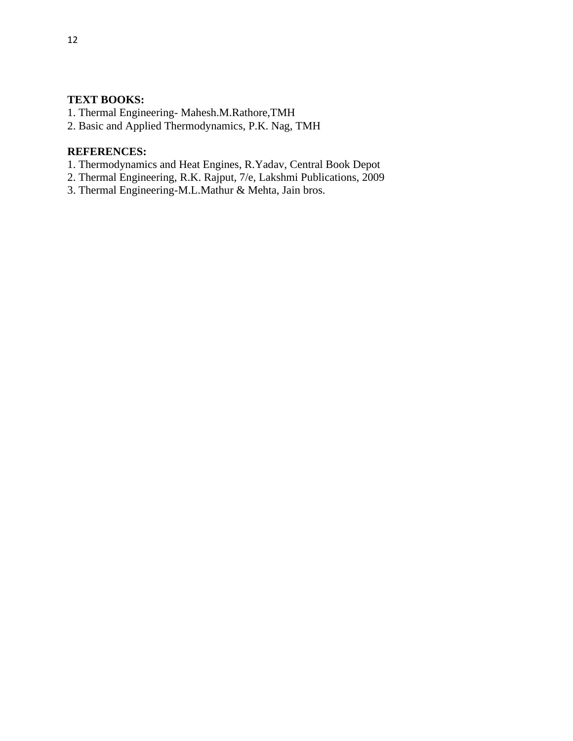**TEXT BOOKS:**

1. Thermal Engineering- Mahesh.M.Rathore,TMH
2. Basic and Applied Thermodynamics, P.K. Nag, TMH

**REFERENCES:**

1. Thermodynamics and Heat Engines, R.Yadav, Central Book Depot
2. Thermal Engineering, R.K. Rajput, 7/e, Lakshmi Publications, 2009
3. Thermal Engineering-M.L.Mathur & Mehta, Jain bros.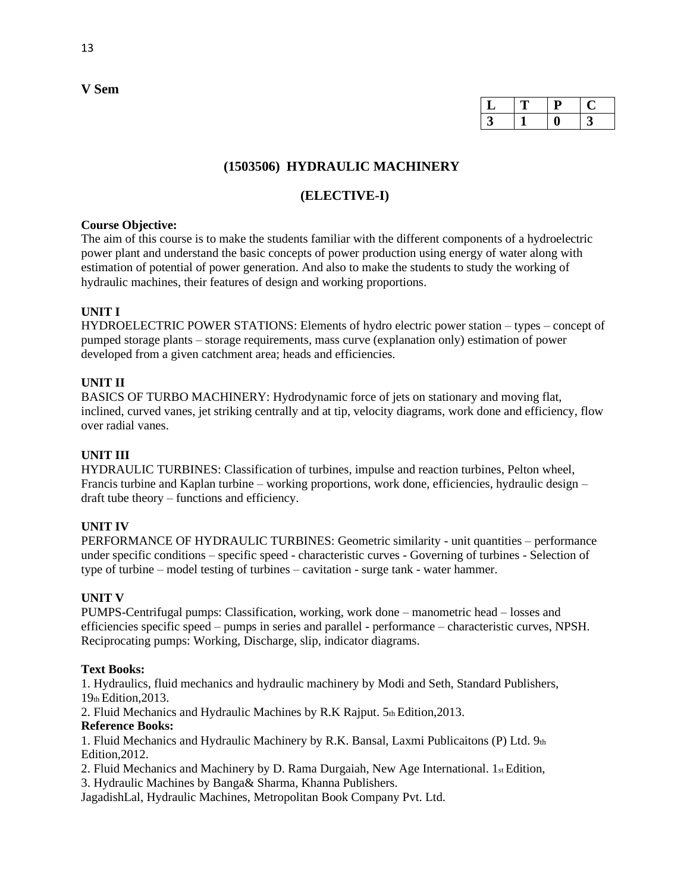**V Sem**

| L | T | P | C |
|---|---|---|---|
| 3 | 1 | 0 | 3 |

## (1503506) HYDRAULIC MACHINERY

## (ELECTIVE-I)

**Course Objective:**
The aim of this course is to make the students familiar with the different components of a hydroelectric power plant and understand the basic concepts of power production using energy of water along with estimation of potential of power generation. And also to make the students to study the working of hydraulic machines, their features of design and working proportions.

**UNIT I**
HYDROELECTRIC POWER STATIONS: Elements of hydro electric power station – types – concept of pumped storage plants – storage requirements, mass curve (explanation only) estimation of power developed from a given catchment area; heads and efficiencies.

**UNIT II**
BASICS OF TURBO MACHINERY: Hydrodynamic force of jets on stationary and moving flat, inclined, curved vanes, jet striking centrally and at tip, velocity diagrams, work done and efficiency, flow over radial vanes.

**UNIT III**
HYDRAULIC TURBINES: Classification of turbines, impulse and reaction turbines, Pelton wheel, Francis turbine and Kaplan turbine – working proportions, work done, efficiencies, hydraulic design – draft tube theory – functions and efficiency.

**UNIT IV**
PERFORMANCE OF HYDRAULIC TURBINES: Geometric similarity - unit quantities – performance under specific conditions – specific speed - characteristic curves - Governing of turbines - Selection of type of turbine – model testing of turbines – cavitation - surge tank - water hammer.

**UNIT V**
PUMPS-Centrifugal pumps: Classification, working, work done – manometric head – losses and efficiencies specific speed – pumps in series and parallel - performance – characteristic curves, NPSH. Reciprocating pumps: Working, Discharge, slip, indicator diagrams.

**Text Books:**
1. Hydraulics, fluid mechanics and hydraulic machinery by Modi and Seth, Standard Publishers, 19th Edition,2013.
2. Fluid Mechanics and Hydraulic Machines by R.K Rajput. 5th Edition,2013.

**Reference Books:**
1. Fluid Mechanics and Hydraulic Machinery by R.K. Bansal, Laxmi Publicaitons (P) Ltd. 9th Edition,2012.
2. Fluid Mechanics and Machinery by D. Rama Durgaiah, New Age International. 1st Edition,
3. Hydraulic Machines by Banga& Sharma, Khanna Publishers.
JagadishLal, Hydraulic Machines, Metropolitan Book Company Pvt. Ltd.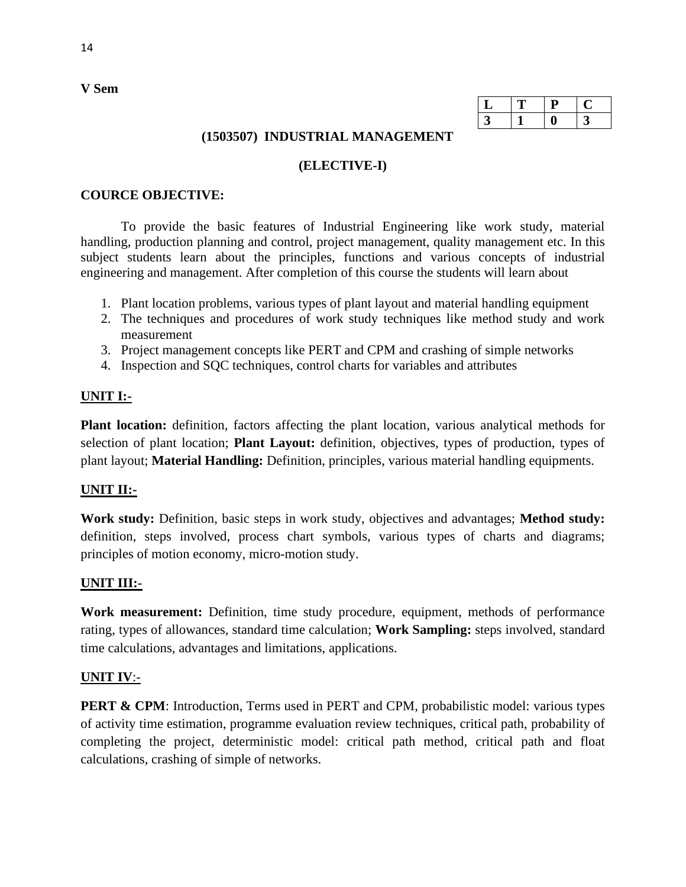**V Sem**

| L | T | P | C |
|---|---|---|---|
| 3 | 1 | 0 | 3 |

## (1503507) INDUSTRIAL MANAGEMENT

### (ELECTIVE-I)

**COURCE OBJECTIVE:**

To provide the basic features of Industrial Engineering like work study, material handling, production planning and control, project management, quality management etc. In this subject students learn about the principles, functions and various concepts of industrial engineering and management. After completion of this course the students will learn about

1. Plant location problems, various types of plant layout and material handling equipment
2. The techniques and procedures of work study techniques like method study and work measurement
3. Project management concepts like PERT and CPM and crashing of simple networks
4. Inspection and SQC techniques, control charts for variables and attributes

**UNIT I:-**

**Plant location:** definition, factors affecting the plant location, various analytical methods for selection of plant location; **Plant Layout:** definition, objectives, types of production, types of plant layout; **Material Handling:** Definition, principles, various material handling equipments.

**UNIT II:-**

**Work study:** Definition, basic steps in work study, objectives and advantages; **Method study:** definition, steps involved, process chart symbols, various types of charts and diagrams; principles of motion economy, micro-motion study.

**UNIT III:-**

**Work measurement:** Definition, time study procedure, equipment, methods of performance rating, types of allowances, standard time calculation; **Work Sampling:** steps involved, standard time calculations, advantages and limitations, applications.

**UNIT IV:-**

**PERT & CPM**: Introduction, Terms used in PERT and CPM, probabilistic model: various types of activity time estimation, programme evaluation review techniques, critical path, probability of completing the project, deterministic model: critical path method, critical path and float calculations, crashing of simple of networks.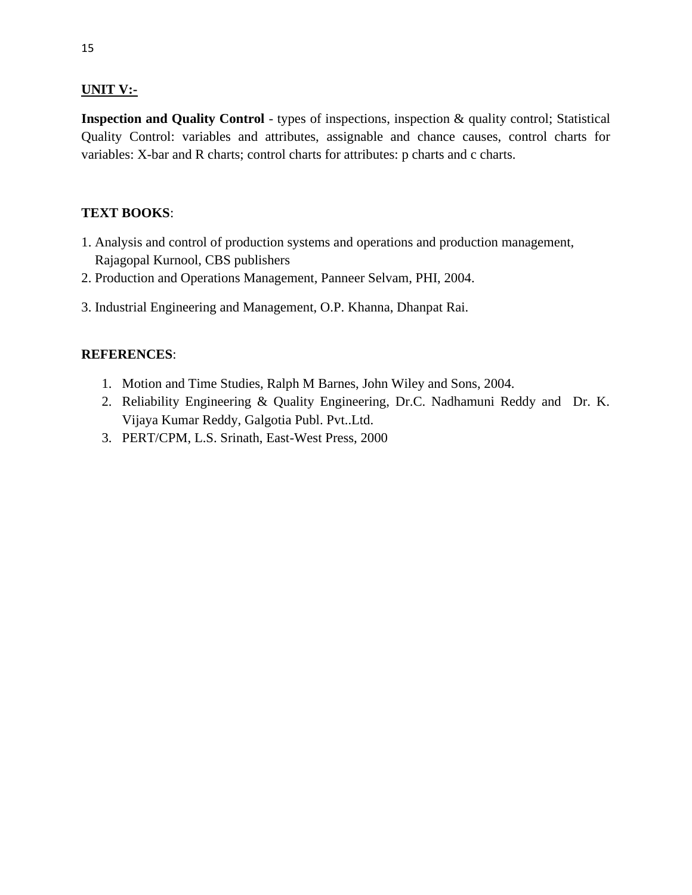**UNIT V:-**

**Inspection and Quality Control** - types of inspections, inspection & quality control; Statistical Quality Control: variables and attributes, assignable and chance causes, control charts for variables: X-bar and R charts; control charts for attributes: p charts and c charts.

**TEXT BOOKS**:

1. Analysis and control of production systems and operations and production management, Rajagopal Kurnool, CBS publishers
2. Production and Operations Management, Panneer Selvam, PHI, 2004.
3. Industrial Engineering and Management, O.P. Khanna, Dhanpat Rai.

**REFERENCES**:

1. Motion and Time Studies, Ralph M Barnes, John Wiley and Sons, 2004.
2. Reliability Engineering & Quality Engineering, Dr.C. Nadhamuni Reddy and Dr. K. Vijaya Kumar Reddy, Galgotia Publ. Pvt..Ltd.
3. PERT/CPM, L.S. Srinath, East-West Press, 2000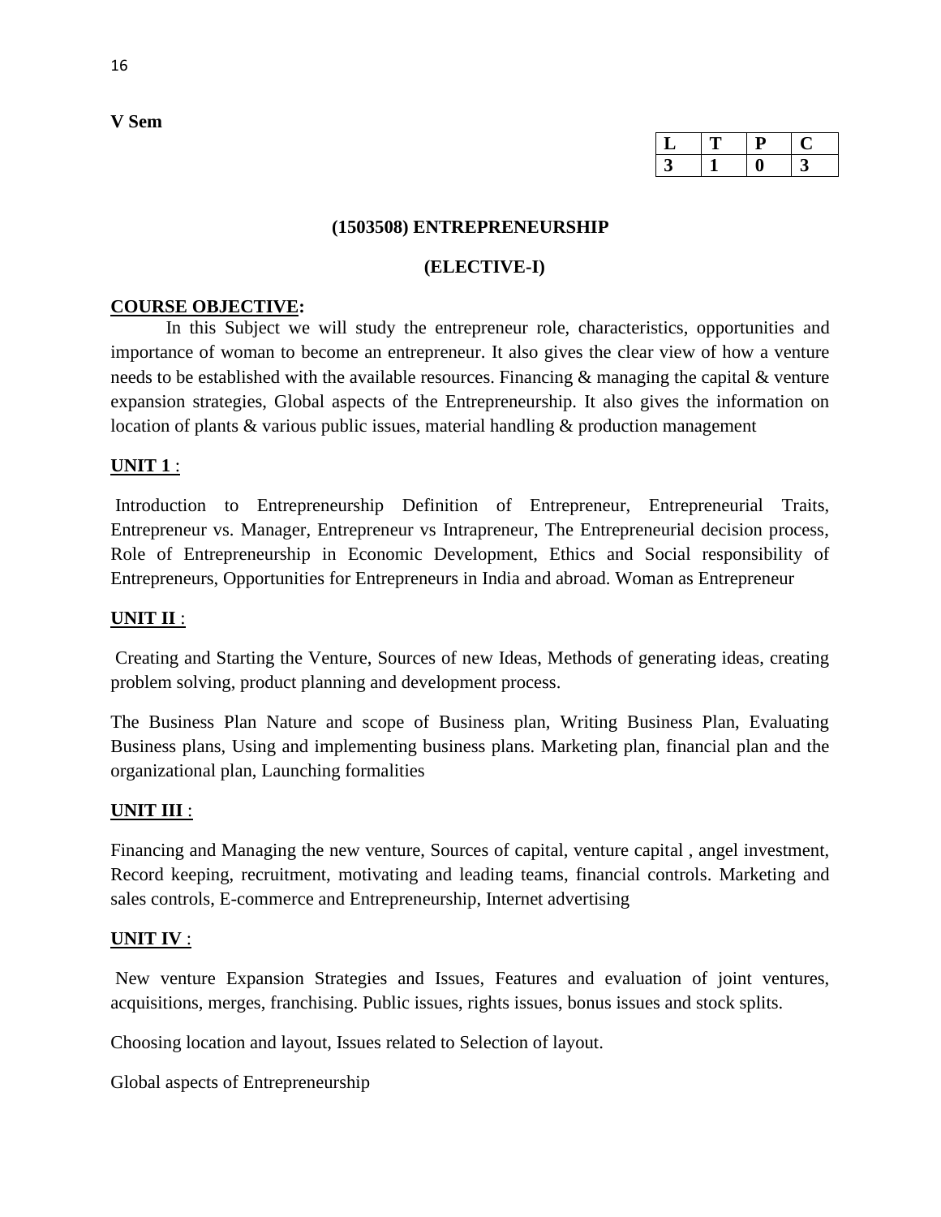**V Sem**

| L | T | P | C |
|---|---|---|---|
| 3 | 1 | 0 | 3 |

## (1503508) ENTREPRENEURSHIP

## (ELECTIVE-I)

**COURSE OBJECTIVE:**

In this Subject we will study the entrepreneur role, characteristics, opportunities and importance of woman to become an entrepreneur. It also gives the clear view of how a venture needs to be established with the available resources. Financing & managing the capital & venture expansion strategies, Global aspects of the Entrepreneurship. It also gives the information on location of plants & various public issues, material handling & production management

**UNIT 1** :

Introduction to Entrepreneurship Definition of Entrepreneur, Entrepreneurial Traits, Entrepreneur vs. Manager, Entrepreneur vs Intrapreneur, The Entrepreneurial decision process, Role of Entrepreneurship in Economic Development, Ethics and Social responsibility of Entrepreneurs, Opportunities for Entrepreneurs in India and abroad. Woman as Entrepreneur

**UNIT II** :

Creating and Starting the Venture, Sources of new Ideas, Methods of generating ideas, creating problem solving, product planning and development process.

The Business Plan Nature and scope of Business plan, Writing Business Plan, Evaluating Business plans, Using and implementing business plans. Marketing plan, financial plan and the organizational plan, Launching formalities

**UNIT III** :

Financing and Managing the new venture, Sources of capital, venture capital , angel investment, Record keeping, recruitment, motivating and leading teams, financial controls. Marketing and sales controls, E-commerce and Entrepreneurship, Internet advertising

**UNIT IV** :

New venture Expansion Strategies and Issues, Features and evaluation of joint ventures, acquisitions, merges, franchising. Public issues, rights issues, bonus issues and stock splits.

Choosing location and layout, Issues related to Selection of layout.

Global aspects of Entrepreneurship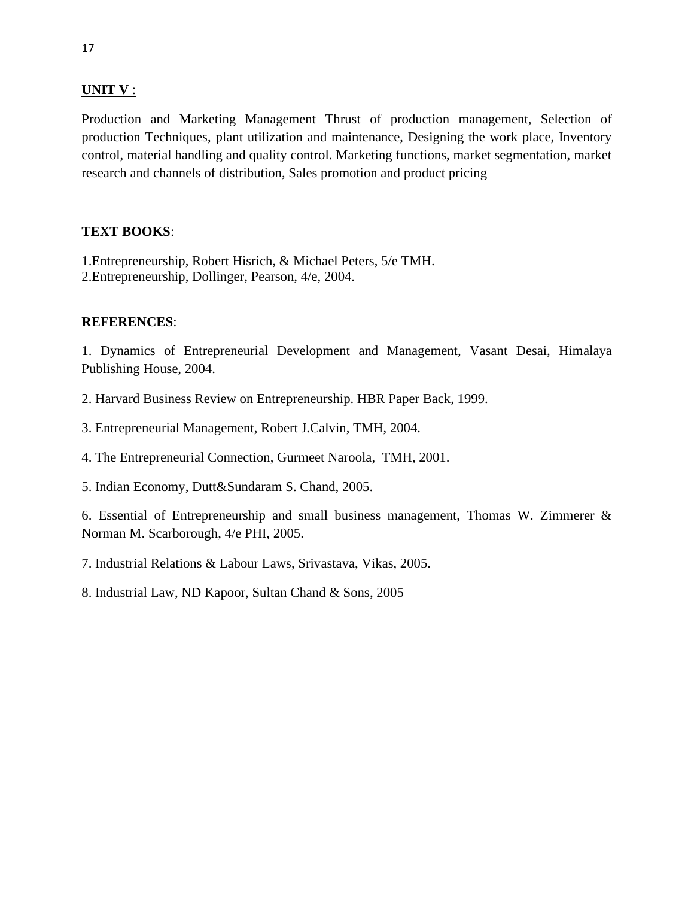**UNIT V** :

Production and Marketing Management Thrust of production management, Selection of production Techniques, plant utilization and maintenance, Designing the work place, Inventory control, material handling and quality control. Marketing functions, market segmentation, market research and channels of distribution, Sales promotion and product pricing

**TEXT BOOKS**:

1.Entrepreneurship, Robert Hisrich, & Michael Peters, 5/e TMH.
2.Entrepreneurship, Dollinger, Pearson, 4/e, 2004.

**REFERENCES**:

1. Dynamics of Entrepreneurial Development and Management, Vasant Desai, Himalaya Publishing House, 2004.

2. Harvard Business Review on Entrepreneurship. HBR Paper Back, 1999.

3. Entrepreneurial Management, Robert J.Calvin, TMH, 2004.

4. The Entrepreneurial Connection, Gurmeet Naroola, TMH, 2001.

5. Indian Economy, Dutt&Sundaram S. Chand, 2005.

6. Essential of Entrepreneurship and small business management, Thomas W. Zimmerer & Norman M. Scarborough, 4/e PHI, 2005.

7. Industrial Relations & Labour Laws, Srivastava, Vikas, 2005.

8. Industrial Law, ND Kapoor, Sultan Chand & Sons, 2005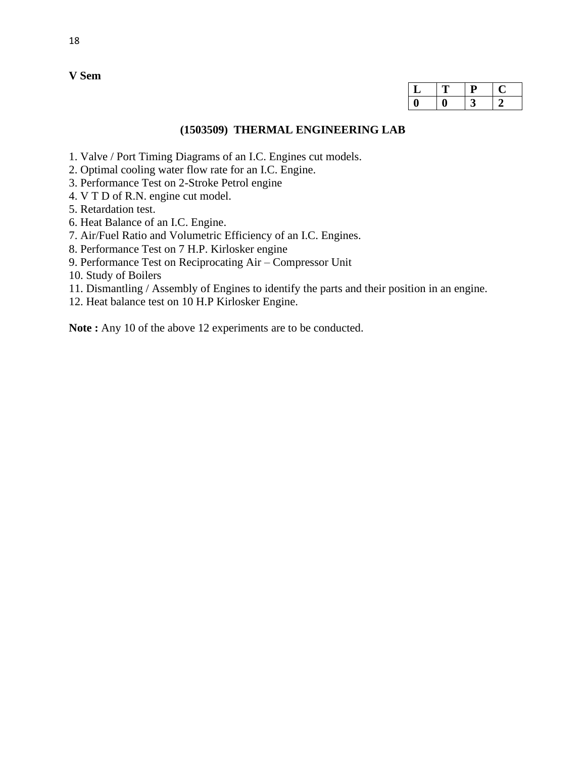**V Sem**

| L | T | P | C |
|---|---|---|---|
| 0 | 0 | 3 | 2 |

## (1503509) THERMAL ENGINEERING LAB

1. Valve / Port Timing Diagrams of an I.C. Engines cut models.
2. Optimal cooling water flow rate for an I.C. Engine.
3. Performance Test on 2-Stroke Petrol engine
4. V T D of R.N. engine cut model.
5. Retardation test.
6. Heat Balance of an I.C. Engine.
7. Air/Fuel Ratio and Volumetric Efficiency of an I.C. Engines.
8. Performance Test on 7 H.P. Kirlosker engine
9. Performance Test on Reciprocating Air – Compressor Unit
10. Study of Boilers
11. Dismantling / Assembly of Engines to identify the parts and their position in an engine.
12. Heat balance test on 10 H.P Kirlosker Engine.

**Note :** Any 10 of the above 12 experiments are to be conducted.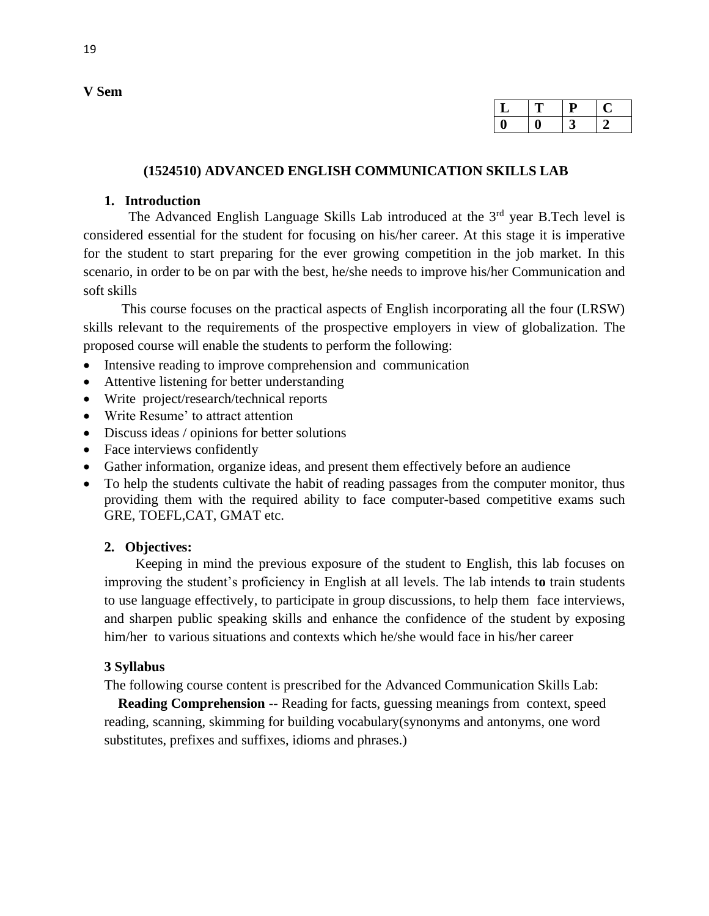**V Sem**

| L | T | P | C |
|---|---|---|---|
| 0 | 0 | 3 | 2 |

## (1524510) ADVANCED ENGLISH COMMUNICATION SKILLS LAB

### 1. Introduction

The Advanced English Language Skills Lab introduced at the 3rd year B.Tech level is considered essential for the student for focusing on his/her career. At this stage it is imperative for the student to start preparing for the ever growing competition in the job market. In this scenario, in order to be on par with the best, he/she needs to improve his/her Communication and soft skills

This course focuses on the practical aspects of English incorporating all the four (LRSW) skills relevant to the requirements of the prospective employers in view of globalization. The proposed course will enable the students to perform the following:

- Intensive reading to improve comprehension and communication
- Attentive listening for better understanding
- Write project/research/technical reports
- Write Resume' to attract attention
- Discuss ideas / opinions for better solutions
- Face interviews confidently
- Gather information, organize ideas, and present them effectively before an audience
- To help the students cultivate the habit of reading passages from the computer monitor, thus providing them with the required ability to face computer-based competitive exams such GRE, TOEFL,CAT, GMAT etc.

### 2. Objectives:

Keeping in mind the previous exposure of the student to English, this lab focuses on improving the student's proficiency in English at all levels. The lab intends t**o** train students to use language effectively, to participate in group discussions, to help them face interviews, and sharpen public speaking skills and enhance the confidence of the student by exposing him/her to various situations and contexts which he/she would face in his/her career

### 3 Syllabus

The following course content is prescribed for the Advanced Communication Skills Lab:

**Reading Comprehension** -- Reading for facts, guessing meanings from context, speed reading, scanning, skimming for building vocabulary(synonyms and antonyms, one word substitutes, prefixes and suffixes, idioms and phrases.)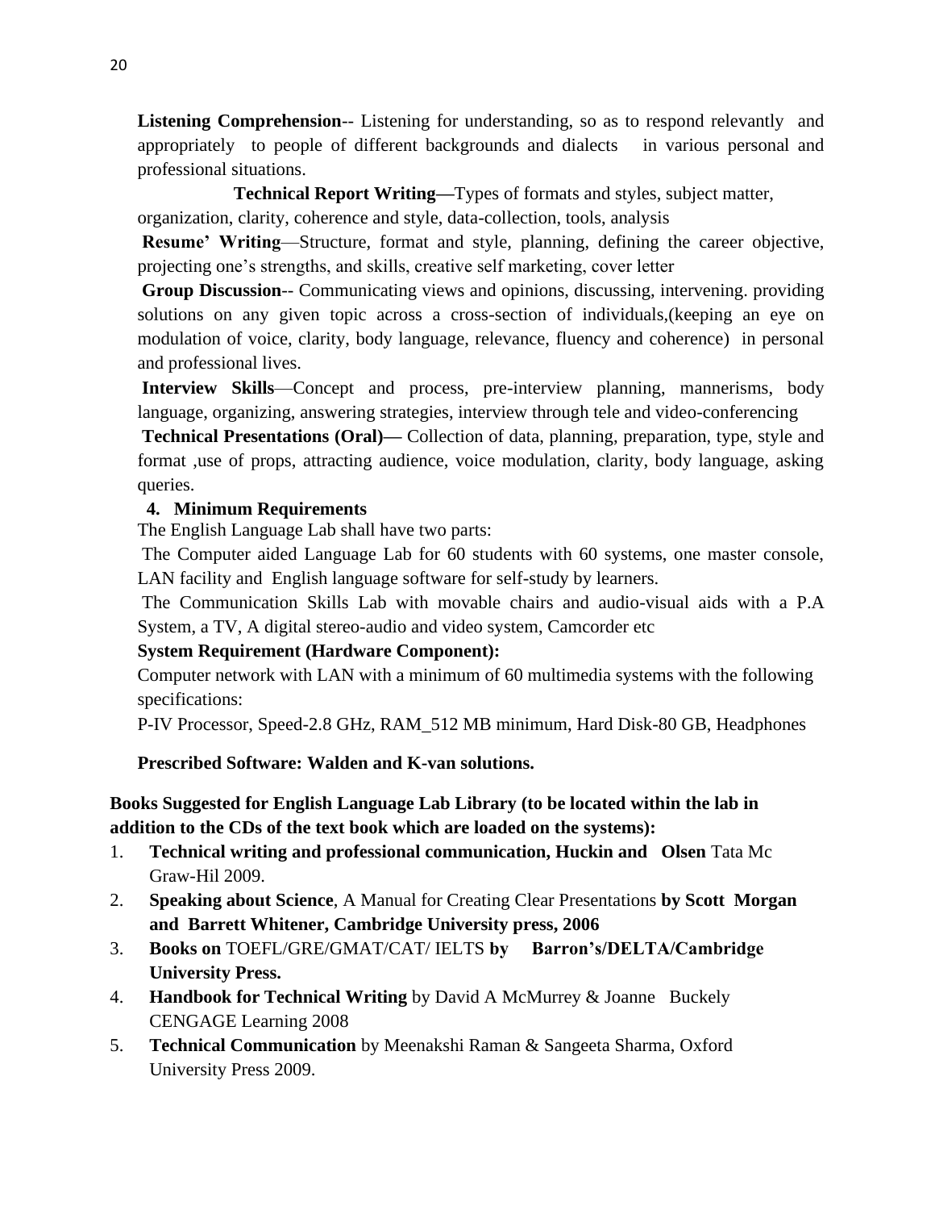**Listening Comprehension**-- Listening for understanding, so as to respond relevantly and appropriately to people of different backgrounds and dialects in various personal and professional situations.

**Technical Report Writing—**Types of formats and styles, subject matter, organization, clarity, coherence and style, data-collection, tools, analysis

**Resume' Writing**—Structure, format and style, planning, defining the career objective, projecting one's strengths, and skills, creative self marketing, cover letter

**Group Discussion**-- Communicating views and opinions, discussing, intervening. providing solutions on any given topic across a cross-section of individuals,(keeping an eye on modulation of voice, clarity, body language, relevance, fluency and coherence) in personal and professional lives.

**Interview Skills**—Concept and process, pre-interview planning, mannerisms, body language, organizing, answering strategies, interview through tele and video-conferencing

**Technical Presentations (Oral)—** Collection of data, planning, preparation, type, style and format ,use of props, attracting audience, voice modulation, clarity, body language, asking queries.

**4. Minimum Requirements**

The English Language Lab shall have two parts:

The Computer aided Language Lab for 60 students with 60 systems, one master console, LAN facility and English language software for self-study by learners.

The Communication Skills Lab with movable chairs and audio-visual aids with a P.A System, a TV, A digital stereo-audio and video system, Camcorder etc

**System Requirement (Hardware Component):**

Computer network with LAN with a minimum of 60 multimedia systems with the following specifications:

P-IV Processor, Speed-2.8 GHz, RAM_512 MB minimum, Hard Disk-80 GB, Headphones

**Prescribed Software: Walden and K-van solutions.**

**Books Suggested for English Language Lab Library (to be located within the lab in addition to the CDs of the text book which are loaded on the systems):**

1. **Technical writing and professional communication, Huckin and Olsen** Tata Mc Graw-Hil 2009.
2. **Speaking about Science**, A Manual for Creating Clear Presentations **by Scott Morgan and Barrett Whitener, Cambridge University press, 2006**
3. **Books on** TOEFL/GRE/GMAT/CAT/ IELTS **by Barron's/DELTA/Cambridge University Press.**
4. **Handbook for Technical Writing** by David A McMurrey & Joanne Buckely CENGAGE Learning 2008
5. **Technical Communication** by Meenakshi Raman & Sangeeta Sharma, Oxford University Press 2009.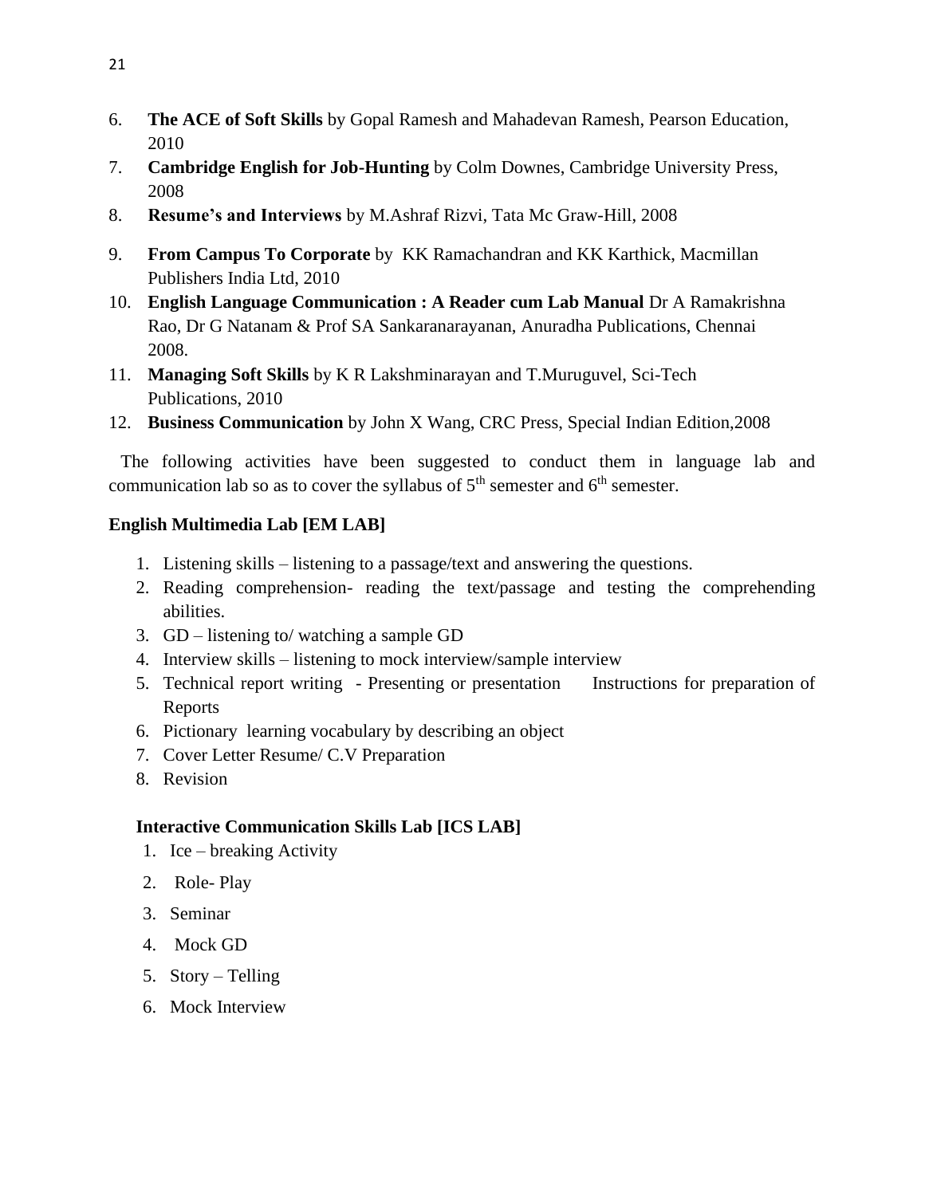6. **The ACE of Soft Skills** by Gopal Ramesh and Mahadevan Ramesh, Pearson Education, 2010
7. **Cambridge English for Job-Hunting** by Colm Downes, Cambridge University Press, 2008
8. **Resume's and Interviews** by M.Ashraf Rizvi, Tata Mc Graw-Hill, 2008
9. **From Campus To Corporate** by KK Ramachandran and KK Karthick, Macmillan Publishers India Ltd, 2010
10. **English Language Communication : A Reader cum Lab Manual** Dr A Ramakrishna Rao, Dr G Natanam & Prof SA Sankaranarayanan, Anuradha Publications, Chennai 2008.
11. **Managing Soft Skills** by K R Lakshminarayan and T.Muruguvel, Sci-Tech Publications, 2010
12. **Business Communication** by John X Wang, CRC Press, Special Indian Edition,2008

The following activities have been suggested to conduct them in language lab and communication lab so as to cover the syllabus of 5th semester and 6th semester.

**English Multimedia Lab [EM LAB]**

1. Listening skills – listening to a passage/text and answering the questions.
2. Reading comprehension- reading the text/passage and testing the comprehending abilities.
3. GD – listening to/ watching a sample GD
4. Interview skills – listening to mock interview/sample interview
5. Technical report writing - Presenting or presentation Instructions for preparation of Reports
6. Pictionary learning vocabulary by describing an object
7. Cover Letter Resume/ C.V Preparation
8. Revision

**Interactive Communication Skills Lab [ICS LAB]**

1. Ice – breaking Activity
2. Role- Play
3. Seminar
4. Mock GD
5. Story – Telling
6. Mock Interview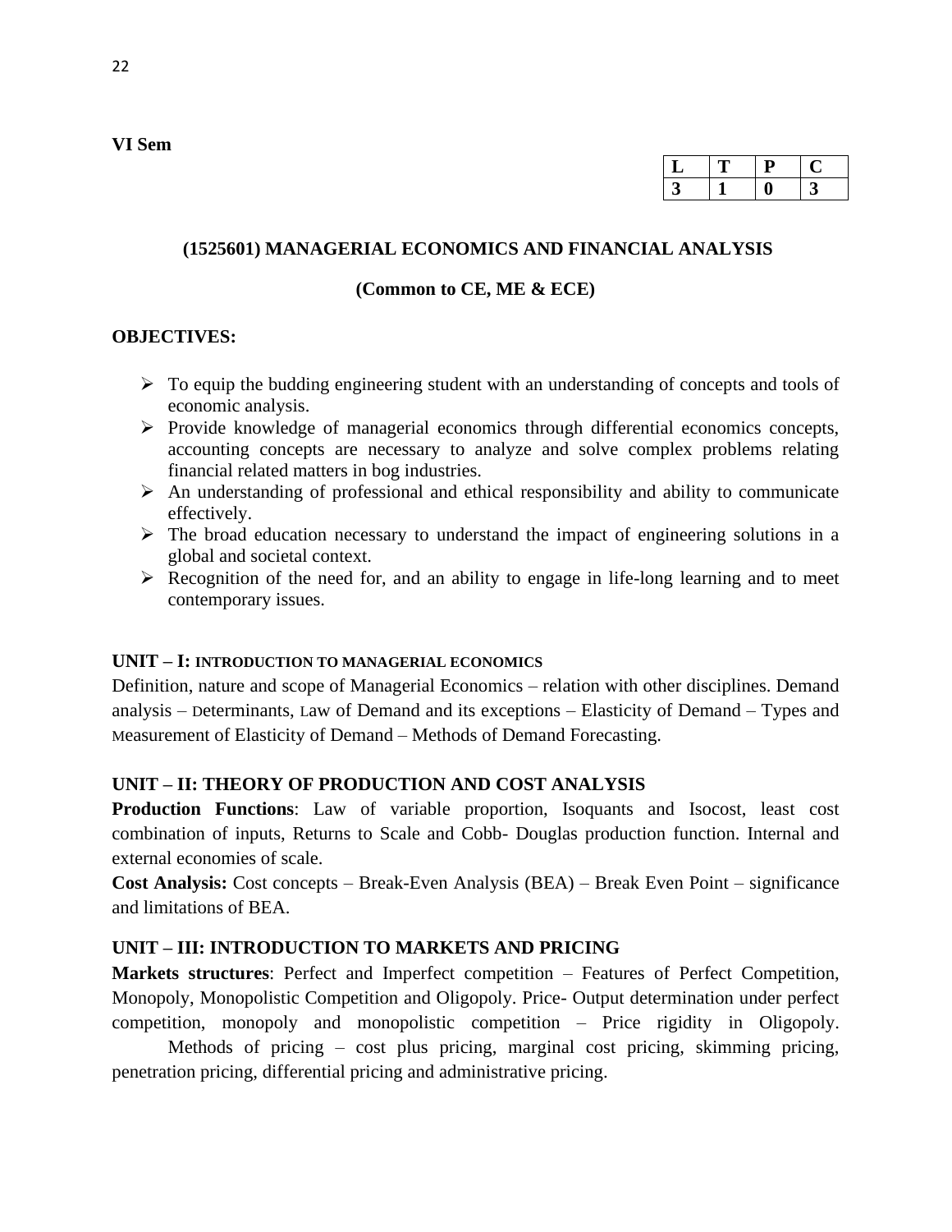**VI Sem**

| L | T | P | C |
|---|---|---|---|
| 3 | 1 | 0 | 3 |

## (1525601) MANAGERIAL ECONOMICS AND FINANCIAL ANALYSIS

### (Common to CE, ME & ECE)

**OBJECTIVES:**

- To equip the budding engineering student with an understanding of concepts and tools of economic analysis.
- Provide knowledge of managerial economics through differential economics concepts, accounting concepts are necessary to analyze and solve complex problems relating financial related matters in bog industries.
- An understanding of professional and ethical responsibility and ability to communicate effectively.
- The broad education necessary to understand the impact of engineering solutions in a global and societal context.
- Recognition of the need for, and an ability to engage in life-long learning and to meet contemporary issues.

**UNIT – I: INTRODUCTION TO MANAGERIAL ECONOMICS**

Definition, nature and scope of Managerial Economics – relation with other disciplines. Demand analysis – Determinants, Law of Demand and its exceptions – Elasticity of Demand – Types and Measurement of Elasticity of Demand – Methods of Demand Forecasting.

**UNIT – II: THEORY OF PRODUCTION AND COST ANALYSIS**

**Production Functions**: Law of variable proportion, Isoquants and Isocost, least cost combination of inputs, Returns to Scale and Cobb- Douglas production function. Internal and external economies of scale.

**Cost Analysis:** Cost concepts – Break-Even Analysis (BEA) – Break Even Point – significance and limitations of BEA.

**UNIT – III: INTRODUCTION TO MARKETS AND PRICING**

**Markets structures**: Perfect and Imperfect competition – Features of Perfect Competition, Monopoly, Monopolistic Competition and Oligopoly. Price- Output determination under perfect competition, monopoly and monopolistic competition – Price rigidity in Oligopoly.

Methods of pricing – cost plus pricing, marginal cost pricing, skimming pricing, penetration pricing, differential pricing and administrative pricing.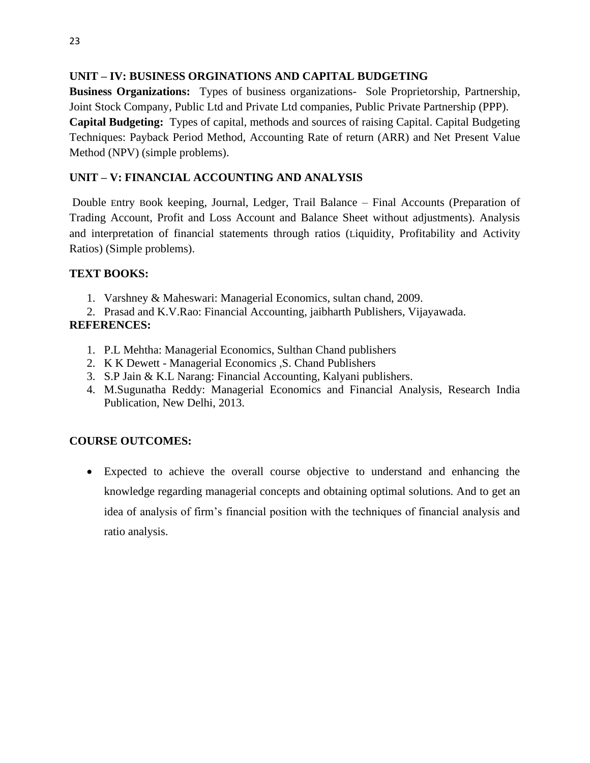**UNIT – IV: BUSINESS ORGINATIONS AND CAPITAL BUDGETING**

**Business Organizations:** Types of business organizations- Sole Proprietorship, Partnership, Joint Stock Company, Public Ltd and Private Ltd companies, Public Private Partnership (PPP).

**Capital Budgeting:** Types of capital, methods and sources of raising Capital. Capital Budgeting Techniques: Payback Period Method, Accounting Rate of return (ARR) and Net Present Value Method (NPV) (simple problems).

**UNIT – V: FINANCIAL ACCOUNTING AND ANALYSIS**

Double Entry Book keeping, Journal, Ledger, Trail Balance – Final Accounts (Preparation of Trading Account, Profit and Loss Account and Balance Sheet without adjustments). Analysis and interpretation of financial statements through ratios (Liquidity, Profitability and Activity Ratios) (Simple problems).

**TEXT BOOKS:**

1. Varshney & Maheswari: Managerial Economics, sultan chand, 2009.
2. Prasad and K.V.Rao: Financial Accounting, jaibharth Publishers, Vijayawada.

**REFERENCES:**

1. P.L Mehtha: Managerial Economics, Sulthan Chand publishers
2. K K Dewett - Managerial Economics ,S. Chand Publishers
3. S.P Jain & K.L Narang: Financial Accounting, Kalyani publishers.
4. M.Sugunatha Reddy: Managerial Economics and Financial Analysis, Research India Publication, New Delhi, 2013.

**COURSE OUTCOMES:**

- Expected to achieve the overall course objective to understand and enhancing the knowledge regarding managerial concepts and obtaining optimal solutions. And to get an idea of analysis of firm's financial position with the techniques of financial analysis and ratio analysis.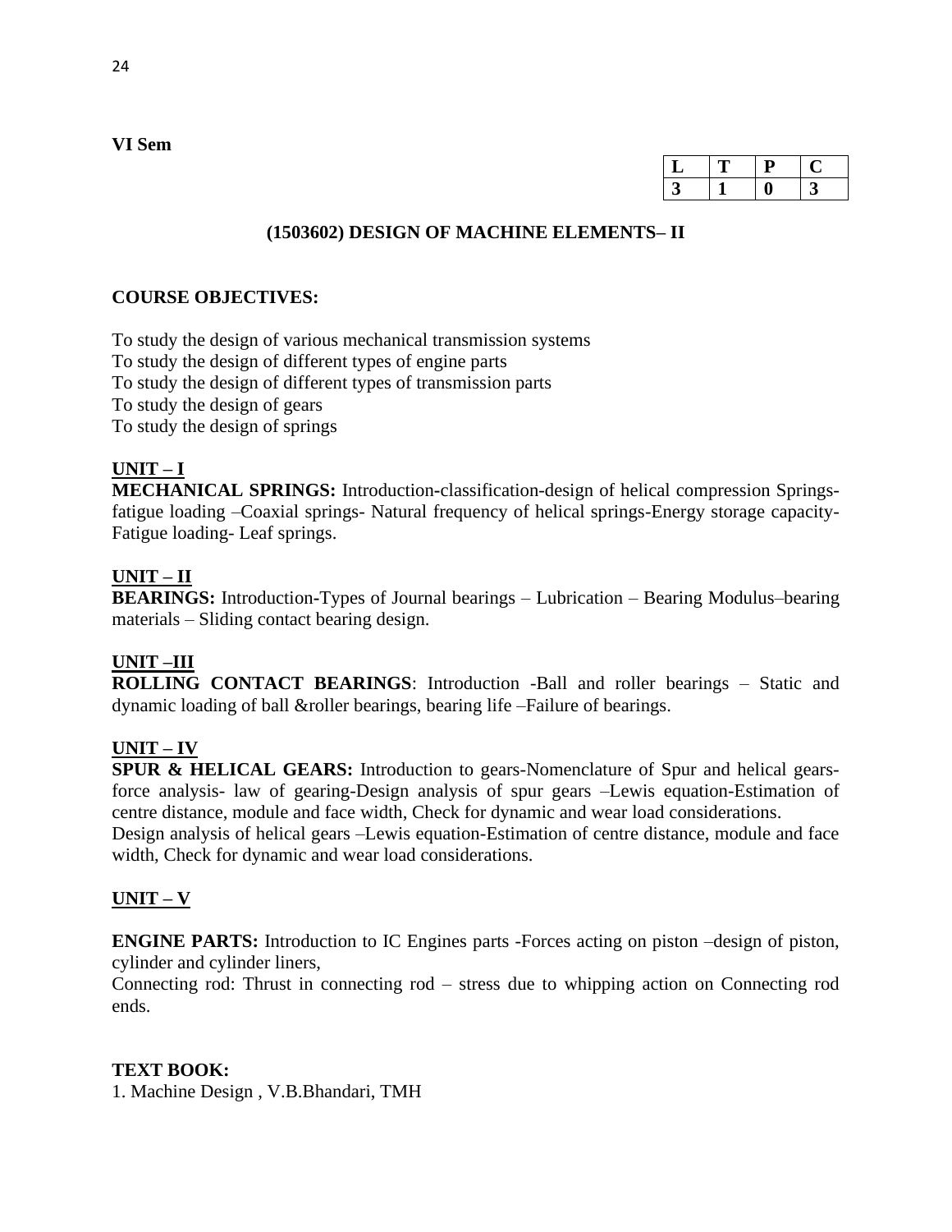**VI Sem**

| L | T | P | C |
|---|---|---|---|
| 3 | 1 | 0 | 3 |

## (1503602) DESIGN OF MACHINE ELEMENTS– II

**COURSE OBJECTIVES:**

To study the design of various mechanical transmission systems
To study the design of different types of engine parts
To study the design of different types of transmission parts
To study the design of gears
To study the design of springs

**UNIT – I**

**MECHANICAL SPRINGS:** Introduction-classification-design of helical compression Springs-fatigue loading –Coaxial springs- Natural frequency of helical springs-Energy storage capacity-Fatigue loading- Leaf springs.

**UNIT – II**

**BEARINGS:** Introduction-Types of Journal bearings – Lubrication – Bearing Modulus–bearing materials – Sliding contact bearing design.

**UNIT –III**

**ROLLING CONTACT BEARINGS**: Introduction -Ball and roller bearings – Static and dynamic loading of ball &roller bearings, bearing life –Failure of bearings.

**UNIT – IV**

**SPUR & HELICAL GEARS:** Introduction to gears-Nomenclature of Spur and helical gears-force analysis- law of gearing-Design analysis of spur gears –Lewis equation-Estimation of centre distance, module and face width, Check for dynamic and wear load considerations.
Design analysis of helical gears –Lewis equation-Estimation of centre distance, module and face width, Check for dynamic and wear load considerations.

**UNIT – V**

**ENGINE PARTS:** Introduction to IC Engines parts -Forces acting on piston –design of piston, cylinder and cylinder liners,
Connecting rod: Thrust in connecting rod – stress due to whipping action on Connecting rod ends.

**TEXT BOOK:**

1. Machine Design , V.B.Bhandari, TMH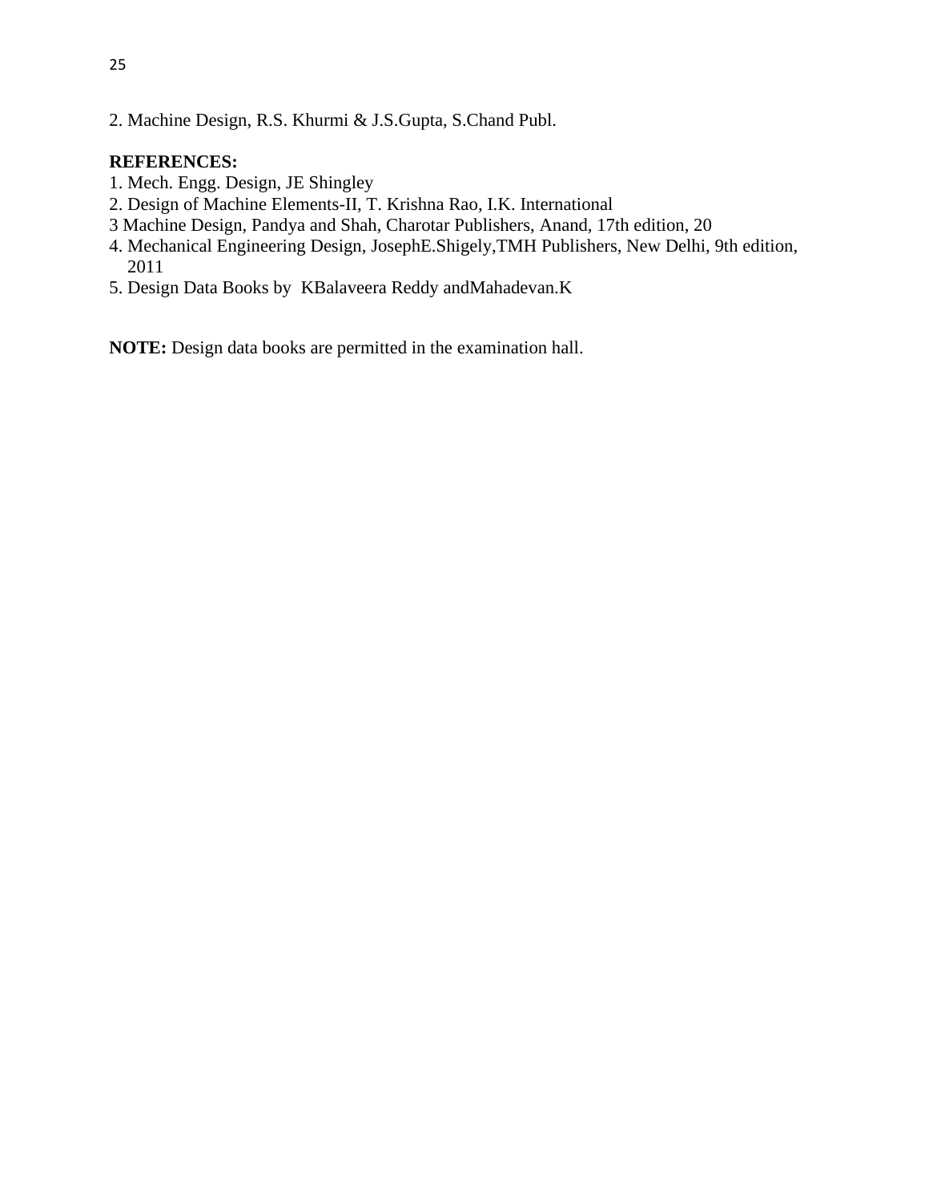2. Machine Design, R.S. Khurmi & J.S.Gupta, S.Chand Publ.

**REFERENCES:**

1. Mech. Engg. Design, JE Shingley
2. Design of Machine Elements-II, T. Krishna Rao, I.K. International
3 Machine Design, Pandya and Shah, Charotar Publishers, Anand, 17th edition, 20
4. Mechanical Engineering Design, JosephE.Shigely,TMH Publishers, New Delhi, 9th edition, 2011
5. Design Data Books by KBalaveera Reddy andMahadevan.K

**NOTE:** Design data books are permitted in the examination hall.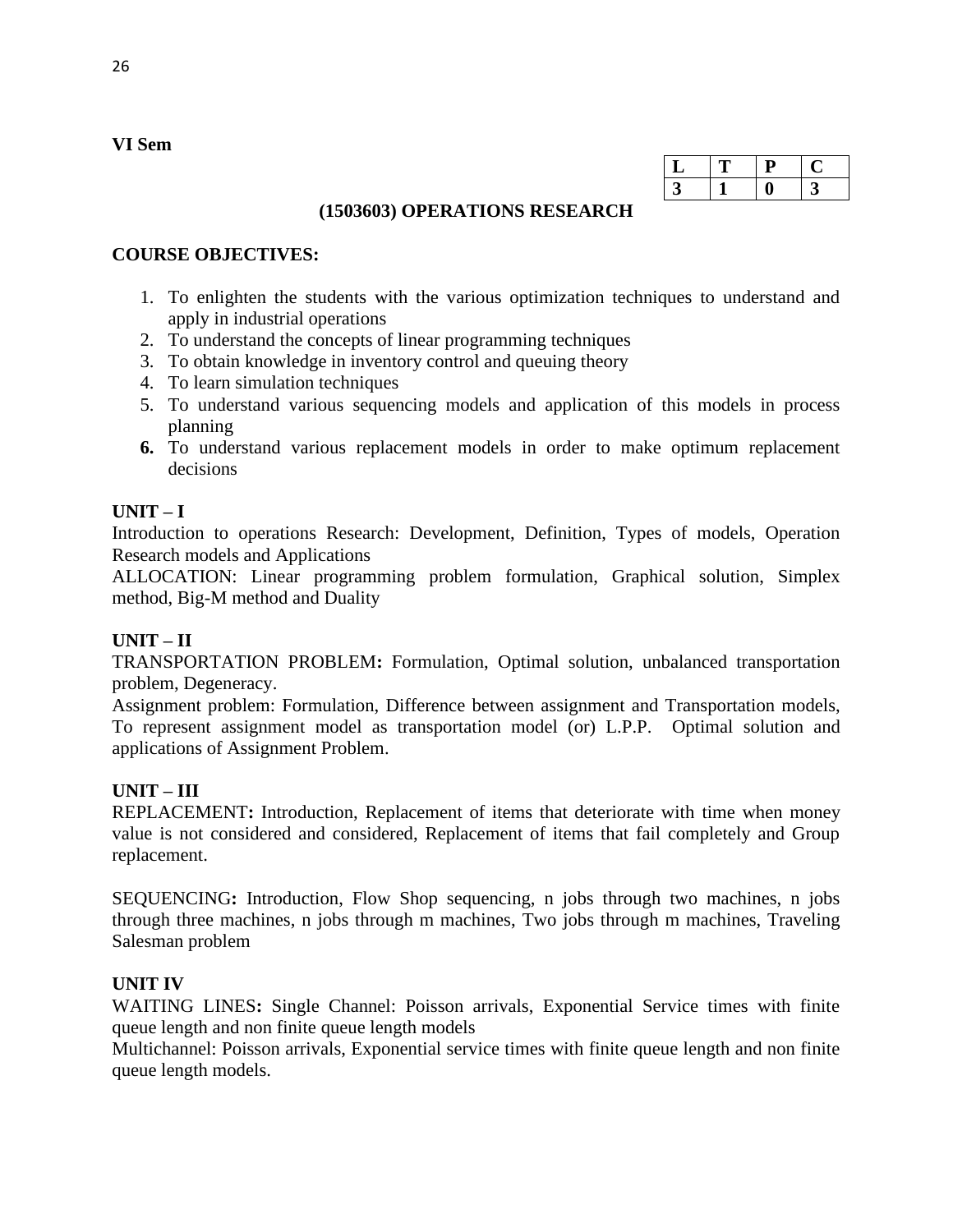**VI Sem**

| L | T | P | C |
|---|---|---|---|
| 3 | 1 | 0 | 3 |

## (1503603) OPERATIONS RESEARCH

**COURSE OBJECTIVES:**

1. To enlighten the students with the various optimization techniques to understand and apply in industrial operations
2. To understand the concepts of linear programming techniques
3. To obtain knowledge in inventory control and queuing theory
4. To learn simulation techniques
5. To understand various sequencing models and application of this models in process planning
6. To understand various replacement models in order to make optimum replacement decisions

**UNIT – I**

Introduction to operations Research: Development, Definition, Types of models, Operation Research models and Applications

ALLOCATION: Linear programming problem formulation, Graphical solution, Simplex method, Big-M method and Duality

**UNIT – II**

TRANSPORTATION PROBLEM**:** Formulation, Optimal solution, unbalanced transportation problem, Degeneracy.

Assignment problem: Formulation, Difference between assignment and Transportation models, To represent assignment model as transportation model (or) L.P.P. Optimal solution and applications of Assignment Problem.

**UNIT – III**

REPLACEMENT**:** Introduction, Replacement of items that deteriorate with time when money value is not considered and considered, Replacement of items that fail completely and Group replacement.

SEQUENCING**:** Introduction, Flow Shop sequencing, n jobs through two machines, n jobs through three machines, n jobs through m machines, Two jobs through m machines, Traveling Salesman problem

**UNIT IV**

WAITING LINES**:** Single Channel: Poisson arrivals, Exponential Service times with finite queue length and non finite queue length models

Multichannel: Poisson arrivals, Exponential service times with finite queue length and non finite queue length models.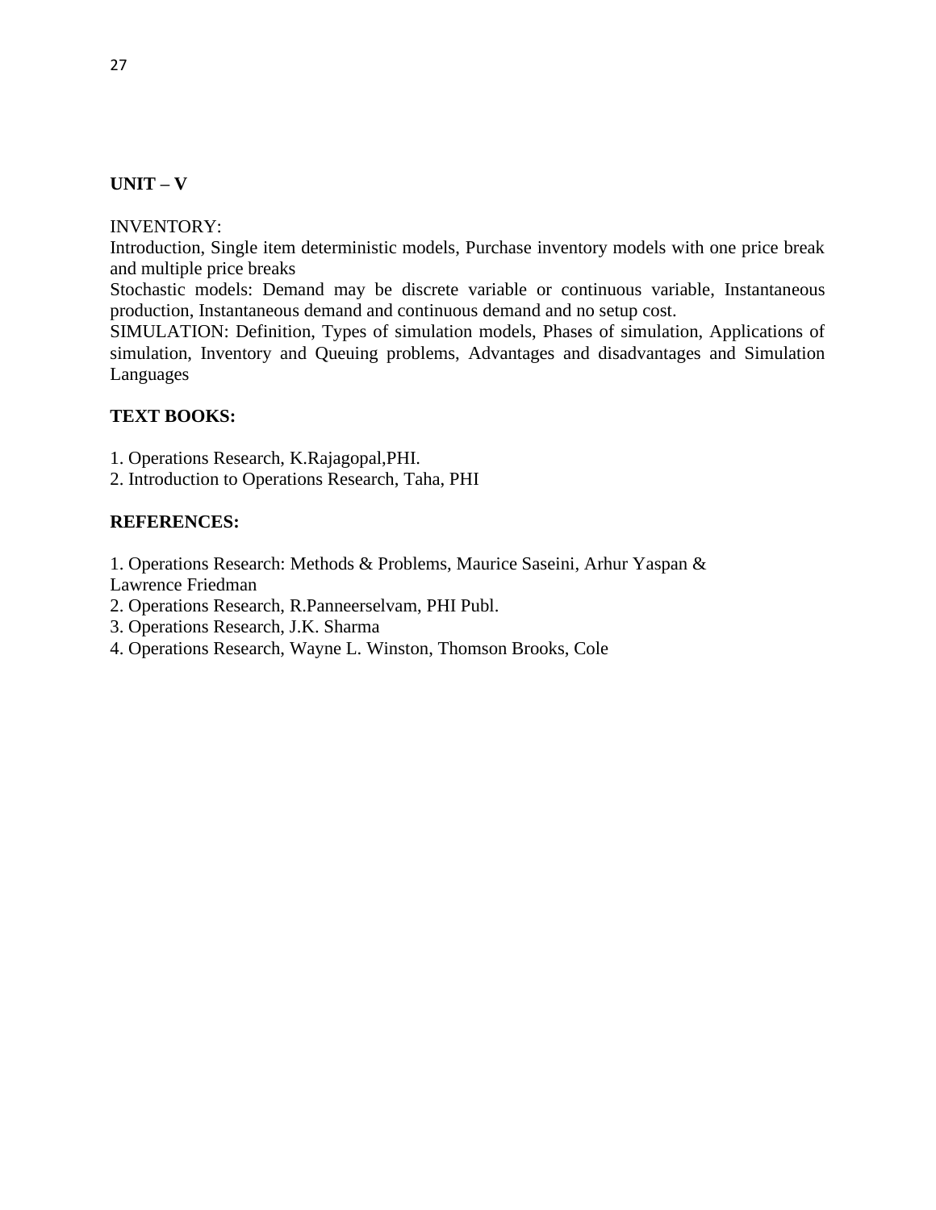**UNIT – V**

INVENTORY:
Introduction, Single item deterministic models, Purchase inventory models with one price break and multiple price breaks
Stochastic models: Demand may be discrete variable or continuous variable, Instantaneous production, Instantaneous demand and continuous demand and no setup cost.
SIMULATION: Definition, Types of simulation models, Phases of simulation, Applications of simulation, Inventory and Queuing problems, Advantages and disadvantages and Simulation Languages

**TEXT BOOKS:**

1. Operations Research, K.Rajagopal,PHI.
2. Introduction to Operations Research, Taha, PHI

**REFERENCES:**

1. Operations Research: Methods & Problems, Maurice Saseini, Arhur Yaspan & Lawrence Friedman
2. Operations Research, R.Panneerselvam, PHI Publ.
3. Operations Research, J.K. Sharma
4. Operations Research, Wayne L. Winston, Thomson Brooks, Cole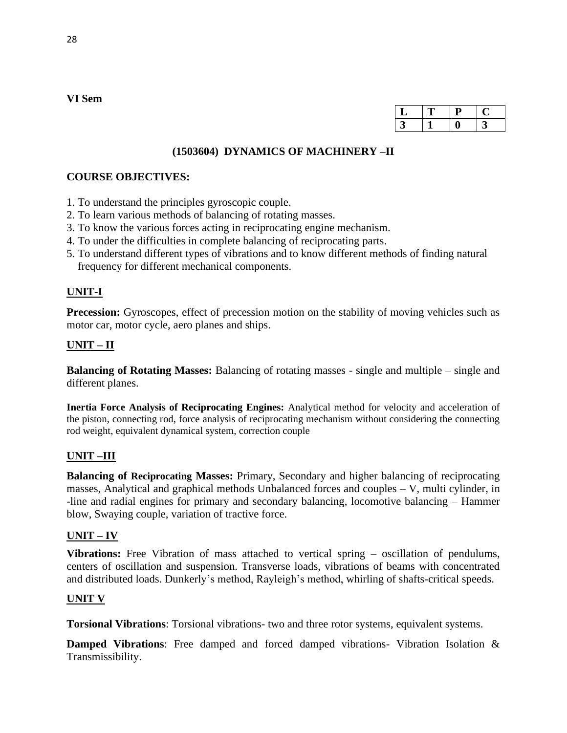**VI Sem**

| L | T | P | C |
|---|---|---|---|
| 3 | 1 | 0 | 3 |

## (1503604) DYNAMICS OF MACHINERY –II

**COURSE OBJECTIVES:**

1. To understand the principles gyroscopic couple.
2. To learn various methods of balancing of rotating masses.
3. To know the various forces acting in reciprocating engine mechanism.
4. To under the difficulties in complete balancing of reciprocating parts.
5. To understand different types of vibrations and to know different methods of finding natural frequency for different mechanical components.

### UNIT-I

**Precession:** Gyroscopes, effect of precession motion on the stability of moving vehicles such as motor car, motor cycle, aero planes and ships.

### UNIT – II

**Balancing of Rotating Masses:** Balancing of rotating masses - single and multiple – single and different planes.

**Inertia Force Analysis of Reciprocating Engines:** Analytical method for velocity and acceleration of the piston, connecting rod, force analysis of reciprocating mechanism without considering the connecting rod weight, equivalent dynamical system, correction couple

### UNIT –III

**Balancing of Reciprocating Masses:** Primary, Secondary and higher balancing of reciprocating masses, Analytical and graphical methods Unbalanced forces and couples – V, multi cylinder, in -line and radial engines for primary and secondary balancing, locomotive balancing – Hammer blow, Swaying couple, variation of tractive force.

### UNIT – IV

**Vibrations:** Free Vibration of mass attached to vertical spring – oscillation of pendulums, centers of oscillation and suspension. Transverse loads, vibrations of beams with concentrated and distributed loads. Dunkerly's method, Rayleigh's method, whirling of shafts-critical speeds.

### UNIT V

**Torsional Vibrations**: Torsional vibrations- two and three rotor systems, equivalent systems.

**Damped Vibrations**: Free damped and forced damped vibrations- Vibration Isolation & Transmissibility.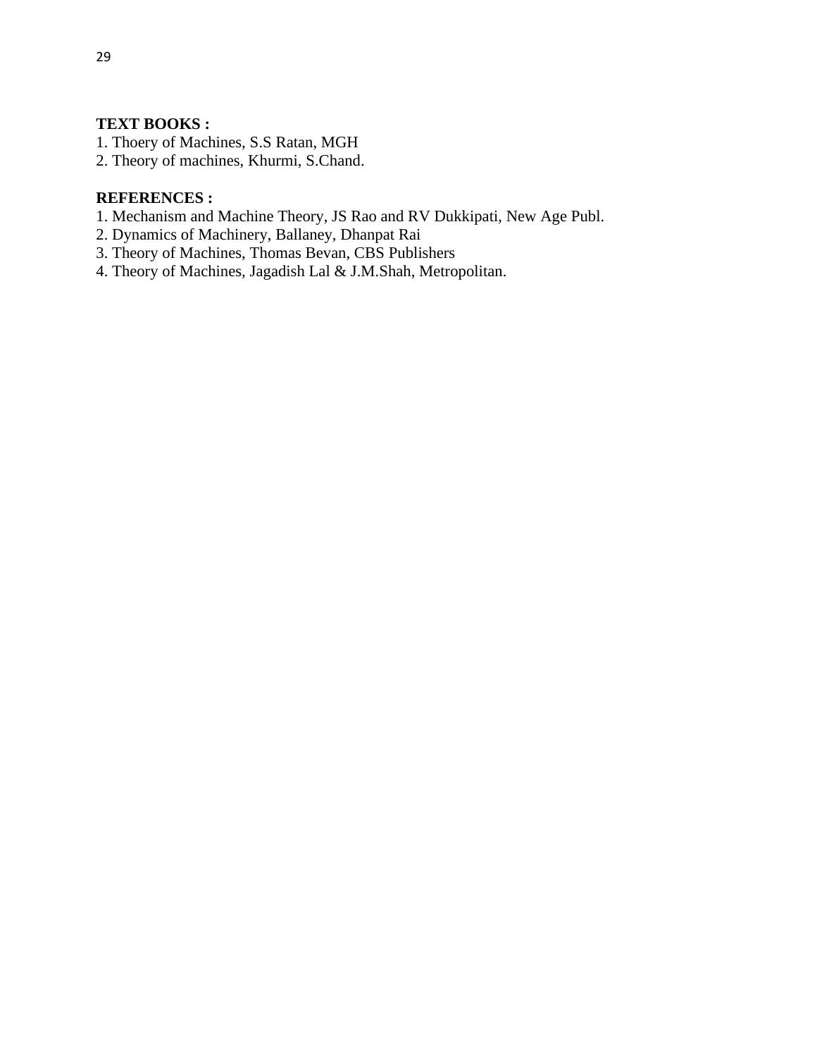**TEXT BOOKS :**

1. Thoery of Machines, S.S Ratan, MGH
2. Theory of machines, Khurmi, S.Chand.

**REFERENCES :**

1. Mechanism and Machine Theory, JS Rao and RV Dukkipati, New Age Publ.
2. Dynamics of Machinery, Ballaney, Dhanpat Rai
3. Theory of Machines, Thomas Bevan, CBS Publishers
4. Theory of Machines, Jagadish Lal & J.M.Shah, Metropolitan.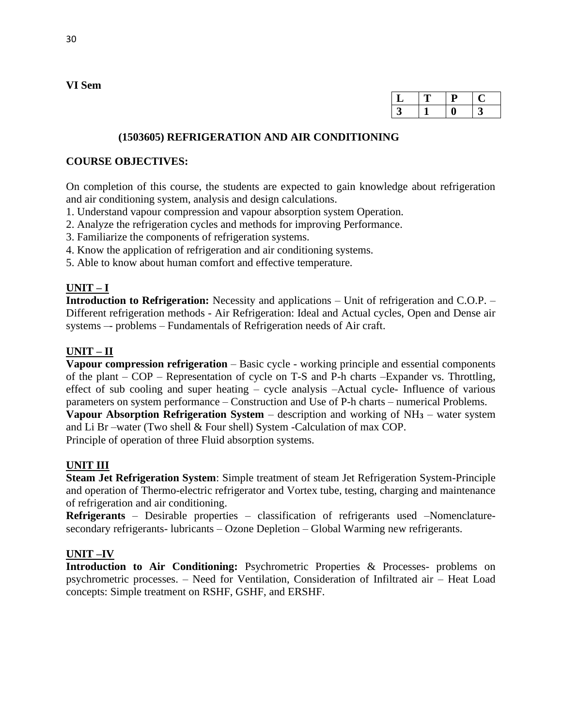**VI Sem**

| L | T | P | C |
|---|---|---|---|
| 3 | 1 | 0 | 3 |

## (1503605) REFRIGERATION AND AIR CONDITIONING

**COURSE OBJECTIVES:**

On completion of this course, the students are expected to gain knowledge about refrigeration and air conditioning system, analysis and design calculations.

1. Understand vapour compression and vapour absorption system Operation.
2. Analyze the refrigeration cycles and methods for improving Performance.
3. Familiarize the components of refrigeration systems.
4. Know the application of refrigeration and air conditioning systems.
5. Able to know about human comfort and effective temperature.

**UNIT – I**

**Introduction to Refrigeration:** Necessity and applications – Unit of refrigeration and C.O.P. – Different refrigeration methods - Air Refrigeration: Ideal and Actual cycles, Open and Dense air systems –- problems – Fundamentals of Refrigeration needs of Air craft.

**UNIT – II**

**Vapour compression refrigeration** – Basic cycle - working principle and essential components of the plant – COP – Representation of cycle on T-S and P-h charts –Expander vs. Throttling, effect of sub cooling and super heating – cycle analysis –Actual cycle- Influence of various parameters on system performance – Construction and Use of P-h charts – numerical Problems.

**Vapour Absorption Refrigeration System** – description and working of $NH_3$ – water system and Li Br –water (Two shell & Four shell) System -Calculation of max COP.

Principle of operation of three Fluid absorption systems.

**UNIT III**

**Steam Jet Refrigeration System**: Simple treatment of steam Jet Refrigeration System-Principle and operation of Thermo-electric refrigerator and Vortex tube, testing, charging and maintenance of refrigeration and air conditioning.

**Refrigerants** – Desirable properties – classification of refrigerants used –Nomenclature-secondary refrigerants- lubricants – Ozone Depletion – Global Warming new refrigerants.

**UNIT –IV**

**Introduction to Air Conditioning:** Psychrometric Properties & Processes- problems on psychrometric processes. – Need for Ventilation, Consideration of Infiltrated air – Heat Load concepts: Simple treatment on RSHF, GSHF, and ERSHF.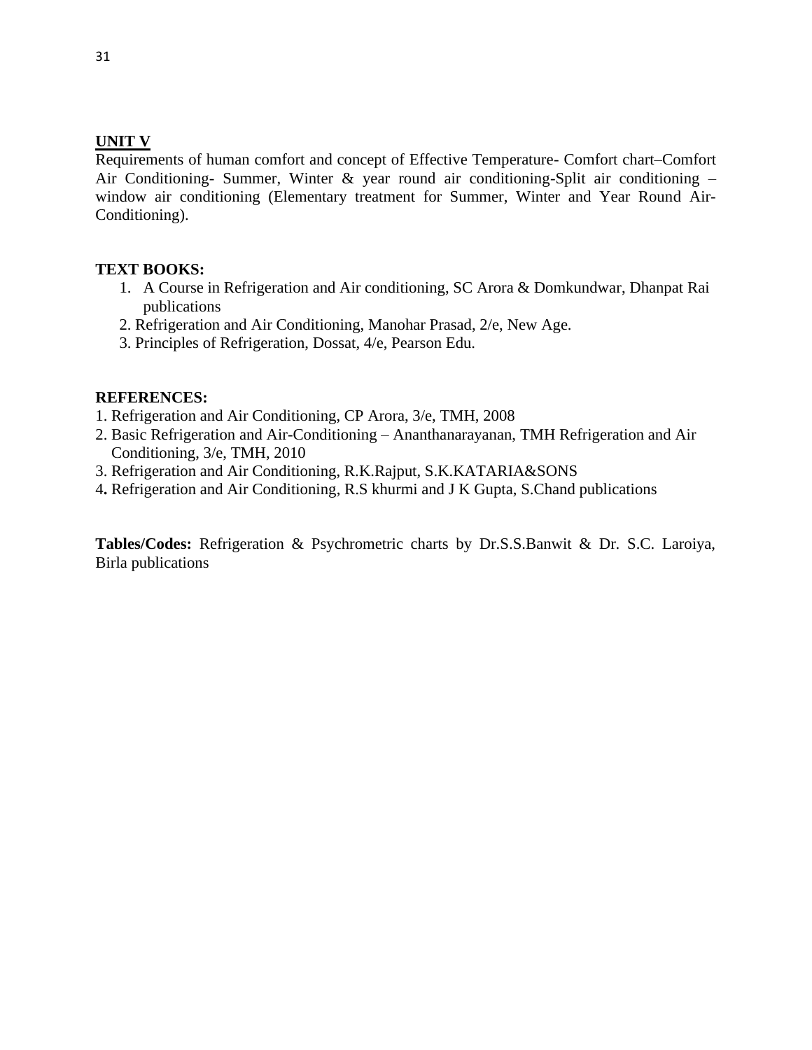## UNIT V

Requirements of human comfort and concept of Effective Temperature- Comfort chart–Comfort Air Conditioning- Summer, Winter & year round air conditioning-Split air conditioning – window air conditioning (Elementary treatment for Summer, Winter and Year Round Air-Conditioning).

**TEXT BOOKS:**

1. A Course in Refrigeration and Air conditioning, SC Arora & Domkundwar, Dhanpat Rai publications
2. Refrigeration and Air Conditioning, Manohar Prasad, 2/e, New Age.
3. Principles of Refrigeration, Dossat, 4/e, Pearson Edu.

**REFERENCES:**

1. Refrigeration and Air Conditioning, CP Arora, 3/e, TMH, 2008
2. Basic Refrigeration and Air-Conditioning – Ananthanarayanan, TMH Refrigeration and Air Conditioning, 3/e, TMH, 2010
3. Refrigeration and Air Conditioning, R.K.Rajput, S.K.KATARIA&SONS
4. Refrigeration and Air Conditioning, R.S khurmi and J K Gupta, S.Chand publications

**Tables/Codes:** Refrigeration & Psychrometric charts by Dr.S.S.Banwit & Dr. S.C. Laroiya, Birla publications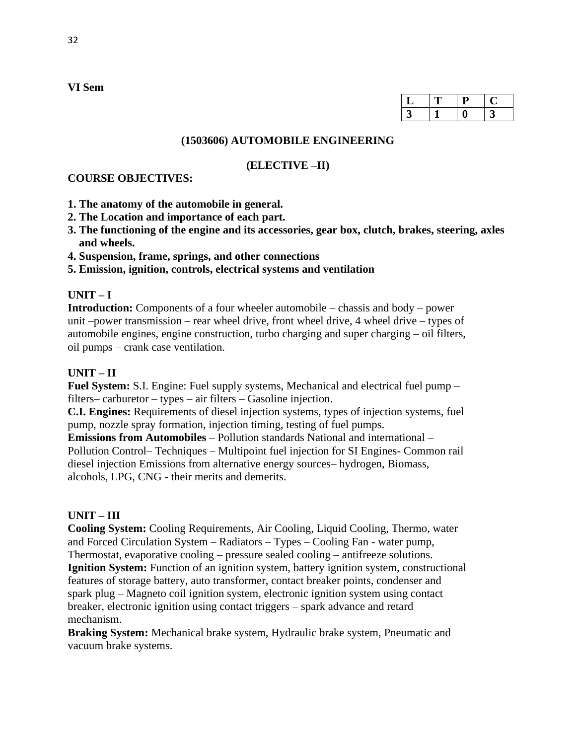**VI Sem**

| L | T | P | C |
|---|---|---|---|
| 3 | 1 | 0 | 3 |

## (1503606) AUTOMOBILE ENGINEERING

### (ELECTIVE –II)

**COURSE OBJECTIVES:**

1. **The anatomy of the automobile in general.**
2. **The Location and importance of each part.**
3. **The functioning of the engine and its accessories, gear box, clutch, brakes, steering, axles and wheels.**
4. **Suspension, frame, springs, and other connections**
5. **Emission, ignition, controls, electrical systems and ventilation**

**UNIT – I**

**Introduction:** Components of a four wheeler automobile – chassis and body – power unit –power transmission – rear wheel drive, front wheel drive, 4 wheel drive – types of automobile engines, engine construction, turbo charging and super charging – oil filters, oil pumps – crank case ventilation.

**UNIT – II**

**Fuel System:** S.I. Engine: Fuel supply systems, Mechanical and electrical fuel pump – filters– carburetor – types – air filters – Gasoline injection.

**C.I. Engines:** Requirements of diesel injection systems, types of injection systems, fuel pump, nozzle spray formation, injection timing, testing of fuel pumps.

**Emissions from Automobiles** – Pollution standards National and international – Pollution Control– Techniques – Multipoint fuel injection for SI Engines- Common rail diesel injection Emissions from alternative energy sources– hydrogen, Biomass, alcohols, LPG, CNG - their merits and demerits.

**UNIT – III**

**Cooling System:** Cooling Requirements, Air Cooling, Liquid Cooling, Thermo, water and Forced Circulation System – Radiators – Types – Cooling Fan - water pump, Thermostat, evaporative cooling – pressure sealed cooling – antifreeze solutions.

**Ignition System:** Function of an ignition system, battery ignition system, constructional features of storage battery, auto transformer, contact breaker points, condenser and spark plug – Magneto coil ignition system, electronic ignition system using contact breaker, electronic ignition using contact triggers – spark advance and retard mechanism.

**Braking System:** Mechanical brake system, Hydraulic brake system, Pneumatic and vacuum brake systems.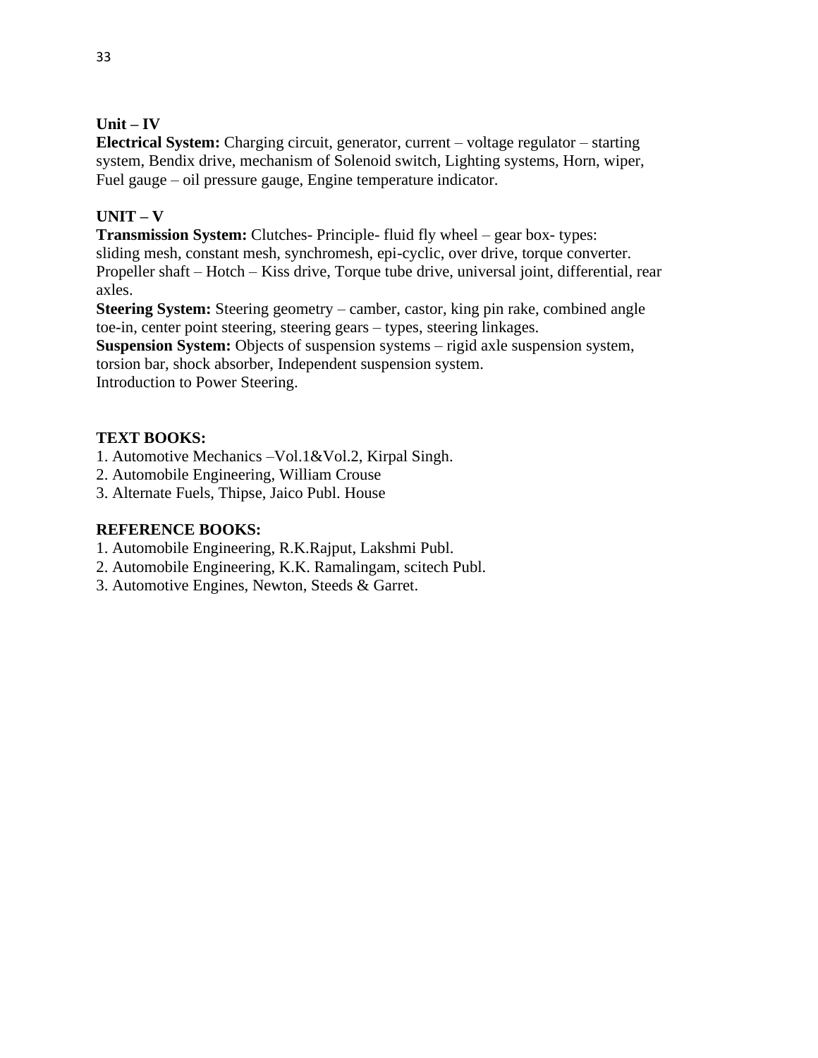**Unit – IV**

**Electrical System:** Charging circuit, generator, current – voltage regulator – starting system, Bendix drive, mechanism of Solenoid switch, Lighting systems, Horn, wiper, Fuel gauge – oil pressure gauge, Engine temperature indicator.

**UNIT – V**

**Transmission System:** Clutches- Principle- fluid fly wheel – gear box- types: sliding mesh, constant mesh, synchromesh, epi-cyclic, over drive, torque converter. Propeller shaft – Hotch – Kiss drive, Torque tube drive, universal joint, differential, rear axles.

**Steering System:** Steering geometry – camber, castor, king pin rake, combined angle toe-in, center point steering, steering gears – types, steering linkages.

**Suspension System:** Objects of suspension systems – rigid axle suspension system, torsion bar, shock absorber, Independent suspension system.

Introduction to Power Steering.

**TEXT BOOKS:**

1. Automotive Mechanics –Vol.1&Vol.2, Kirpal Singh.
2. Automobile Engineering, William Crouse
3. Alternate Fuels, Thipse, Jaico Publ. House

**REFERENCE BOOKS:**

1. Automobile Engineering, R.K.Rajput, Lakshmi Publ.
2. Automobile Engineering, K.K. Ramalingam, scitech Publ.
3. Automotive Engines, Newton, Steeds & Garret.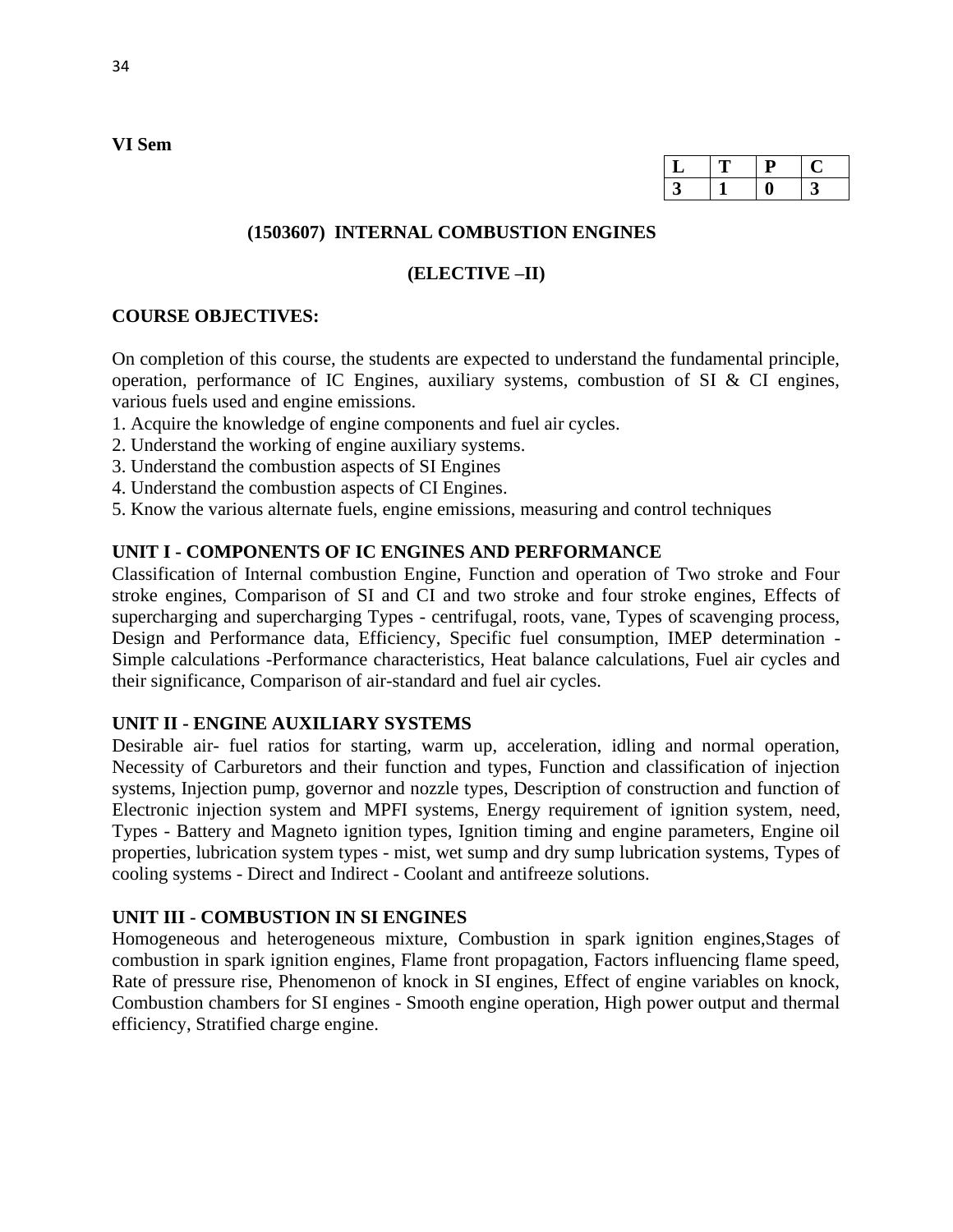**VI Sem**

| L | T | P | C |
|---|---|---|---|
| 3 | 1 | 0 | 3 |

## (1503607) INTERNAL COMBUSTION ENGINES

## (ELECTIVE –II)

**COURSE OBJECTIVES:**

On completion of this course, the students are expected to understand the fundamental principle, operation, performance of IC Engines, auxiliary systems, combustion of SI & CI engines, various fuels used and engine emissions.

1. Acquire the knowledge of engine components and fuel air cycles.
2. Understand the working of engine auxiliary systems.
3. Understand the combustion aspects of SI Engines
4. Understand the combustion aspects of CI Engines.
5. Know the various alternate fuels, engine emissions, measuring and control techniques

**UNIT I - COMPONENTS OF IC ENGINES AND PERFORMANCE**

Classification of Internal combustion Engine, Function and operation of Two stroke and Four stroke engines, Comparison of SI and CI and two stroke and four stroke engines, Effects of supercharging and supercharging Types - centrifugal, roots, vane, Types of scavenging process, Design and Performance data, Efficiency, Specific fuel consumption, IMEP determination - Simple calculations -Performance characteristics, Heat balance calculations, Fuel air cycles and their significance, Comparison of air-standard and fuel air cycles.

**UNIT II - ENGINE AUXILIARY SYSTEMS**

Desirable air- fuel ratios for starting, warm up, acceleration, idling and normal operation, Necessity of Carburetors and their function and types, Function and classification of injection systems, Injection pump, governor and nozzle types, Description of construction and function of Electronic injection system and MPFI systems, Energy requirement of ignition system, need, Types - Battery and Magneto ignition types, Ignition timing and engine parameters, Engine oil properties, lubrication system types - mist, wet sump and dry sump lubrication systems, Types of cooling systems - Direct and Indirect - Coolant and antifreeze solutions.

**UNIT III - COMBUSTION IN SI ENGINES**

Homogeneous and heterogeneous mixture, Combustion in spark ignition engines,Stages of combustion in spark ignition engines, Flame front propagation, Factors influencing flame speed, Rate of pressure rise, Phenomenon of knock in SI engines, Effect of engine variables on knock, Combustion chambers for SI engines - Smooth engine operation, High power output and thermal efficiency, Stratified charge engine.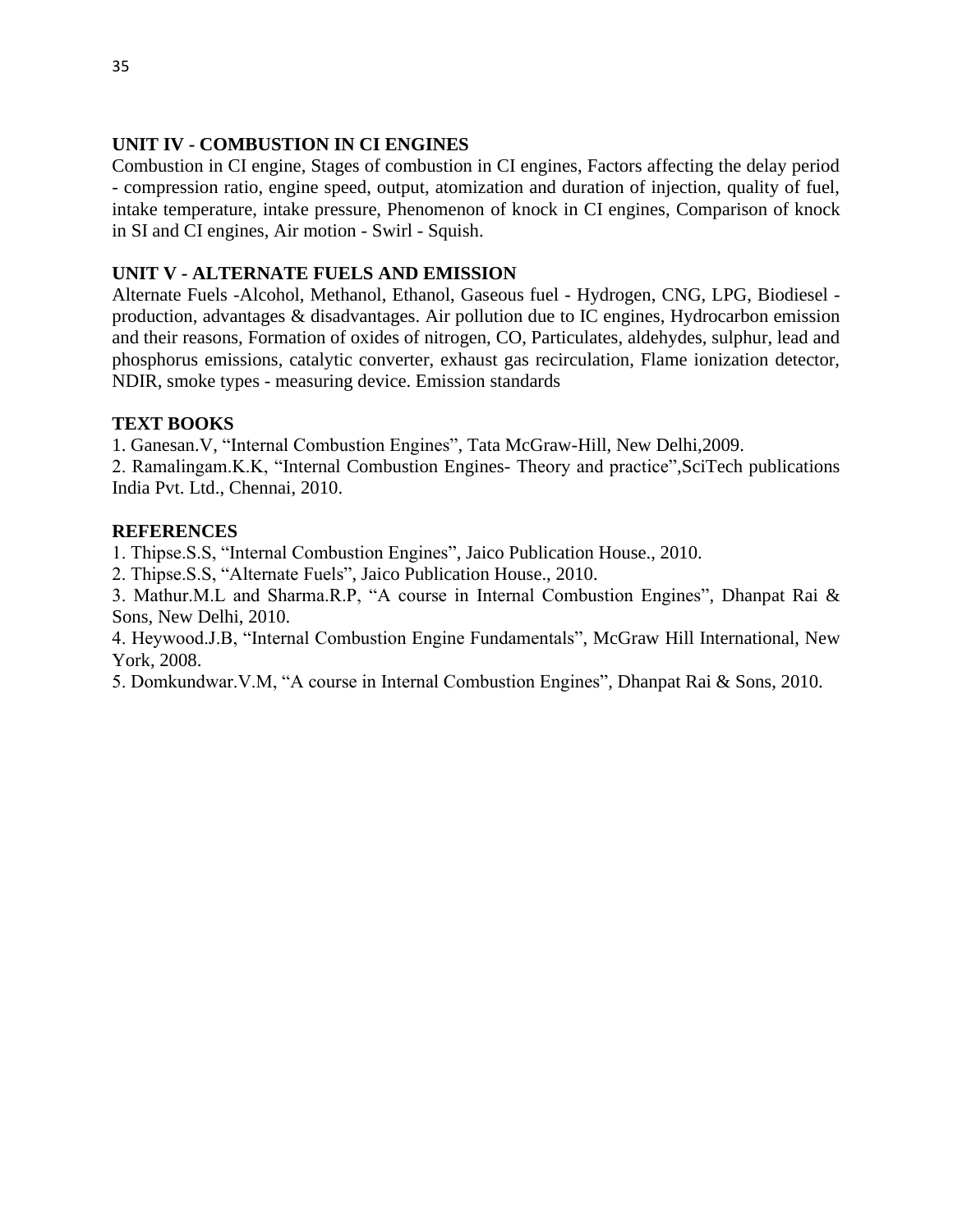### UNIT IV - COMBUSTION IN CI ENGINES

Combustion in CI engine, Stages of combustion in CI engines, Factors affecting the delay period - compression ratio, engine speed, output, atomization and duration of injection, quality of fuel, intake temperature, intake pressure, Phenomenon of knock in CI engines, Comparison of knock in SI and CI engines, Air motion - Swirl - Squish.

### UNIT V - ALTERNATE FUELS AND EMISSION

Alternate Fuels -Alcohol, Methanol, Ethanol, Gaseous fuel - Hydrogen, CNG, LPG, Biodiesel - production, advantages & disadvantages. Air pollution due to IC engines, Hydrocarbon emission and their reasons, Formation of oxides of nitrogen, CO, Particulates, aldehydes, sulphur, lead and phosphorus emissions, catalytic converter, exhaust gas recirculation, Flame ionization detector, NDIR, smoke types - measuring device. Emission standards

### TEXT BOOKS

1. Ganesan.V, "Internal Combustion Engines", Tata McGraw-Hill, New Delhi,2009.
2. Ramalingam.K.K, "Internal Combustion Engines- Theory and practice",SciTech publications India Pvt. Ltd., Chennai, 2010.

### REFERENCES

1. Thipse.S.S, "Internal Combustion Engines", Jaico Publication House., 2010.
2. Thipse.S.S, "Alternate Fuels", Jaico Publication House., 2010.
3. Mathur.M.L and Sharma.R.P, "A course in Internal Combustion Engines", Dhanpat Rai & Sons, New Delhi, 2010.
4. Heywood.J.B, "Internal Combustion Engine Fundamentals", McGraw Hill International, New York, 2008.
5. Domkundwar.V.M, "A course in Internal Combustion Engines", Dhanpat Rai & Sons, 2010.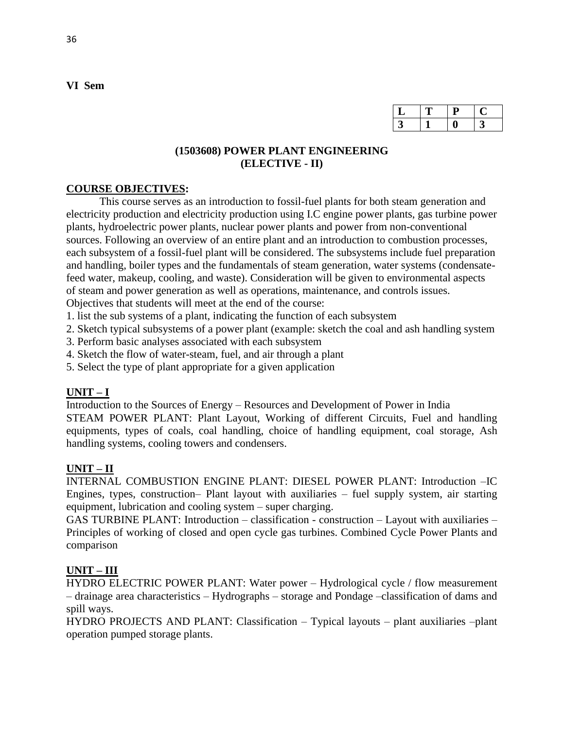**VI Sem**

| L | T | P | C |
|---|---|---|---|
| 3 | 1 | 0 | 3 |

## (1503608) POWER PLANT ENGINEERING
## (ELECTIVE - II)

### COURSE OBJECTIVES:

This course serves as an introduction to fossil-fuel plants for both steam generation and electricity production and electricity production using I.C engine power plants, gas turbine power plants, hydroelectric power plants, nuclear power plants and power from non-conventional sources. Following an overview of an entire plant and an introduction to combustion processes, each subsystem of a fossil-fuel plant will be considered. The subsystems include fuel preparation and handling, boiler types and the fundamentals of steam generation, water systems (condensate-feed water, makeup, cooling, and waste). Consideration will be given to environmental aspects of steam and power generation as well as operations, maintenance, and controls issues.

Objectives that students will meet at the end of the course:

1. list the sub systems of a plant, indicating the function of each subsystem
2. Sketch typical subsystems of a power plant (example: sketch the coal and ash handling system
3. Perform basic analyses associated with each subsystem
4. Sketch the flow of water-steam, fuel, and air through a plant
5. Select the type of plant appropriate for a given application

### UNIT – I

Introduction to the Sources of Energy – Resources and Development of Power in India

STEAM POWER PLANT: Plant Layout, Working of different Circuits, Fuel and handling equipments, types of coals, coal handling, choice of handling equipment, coal storage, Ash handling systems, cooling towers and condensers.

### UNIT – II

INTERNAL COMBUSTION ENGINE PLANT: DIESEL POWER PLANT: Introduction –IC Engines, types, construction– Plant layout with auxiliaries – fuel supply system, air starting equipment, lubrication and cooling system – super charging.

GAS TURBINE PLANT: Introduction – classification - construction – Layout with auxiliaries – Principles of working of closed and open cycle gas turbines. Combined Cycle Power Plants and comparison

### UNIT – III

HYDRO ELECTRIC POWER PLANT: Water power – Hydrological cycle / flow measurement – drainage area characteristics – Hydrographs – storage and Pondage –classification of dams and spill ways.

HYDRO PROJECTS AND PLANT: Classification – Typical layouts – plant auxiliaries –plant operation pumped storage plants.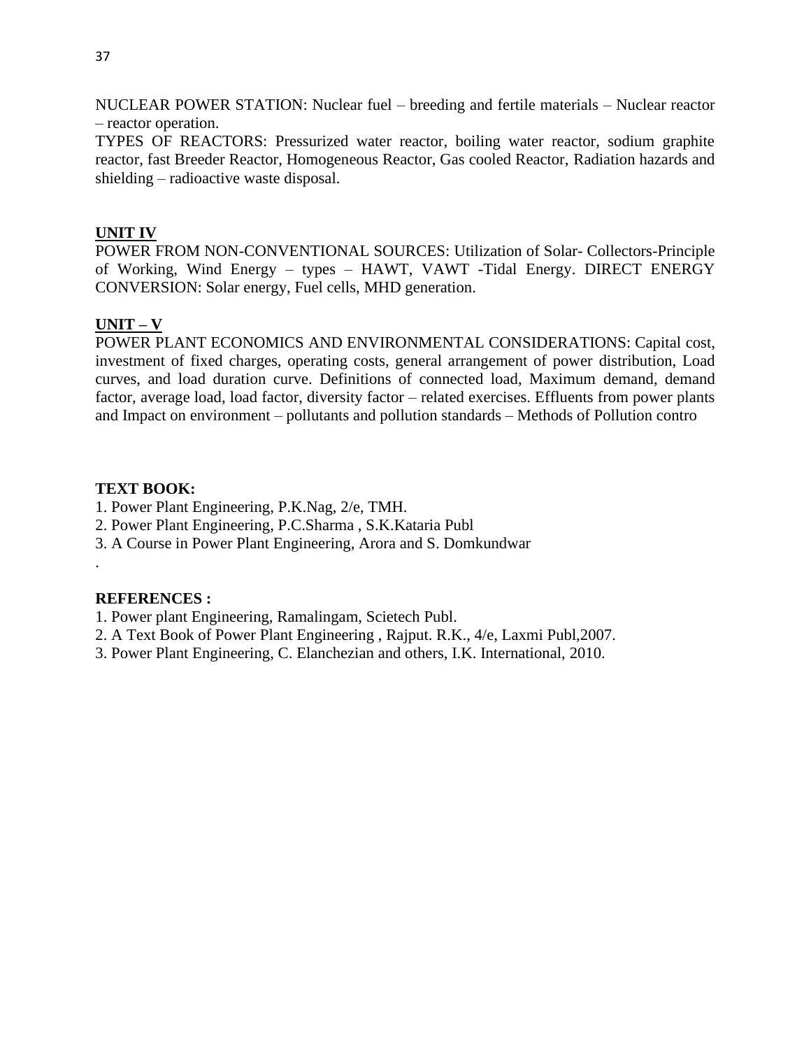NUCLEAR POWER STATION: Nuclear fuel – breeding and fertile materials – Nuclear reactor – reactor operation.

TYPES OF REACTORS: Pressurized water reactor, boiling water reactor, sodium graphite reactor, fast Breeder Reactor, Homogeneous Reactor, Gas cooled Reactor, Radiation hazards and shielding – radioactive waste disposal.

## UNIT IV

POWER FROM NON-CONVENTIONAL SOURCES: Utilization of Solar- Collectors-Principle of Working, Wind Energy – types – HAWT, VAWT -Tidal Energy. DIRECT ENERGY CONVERSION: Solar energy, Fuel cells, MHD generation.

## UNIT – V

POWER PLANT ECONOMICS AND ENVIRONMENTAL CONSIDERATIONS: Capital cost, investment of fixed charges, operating costs, general arrangement of power distribution, Load curves, and load duration curve. Definitions of connected load, Maximum demand, demand factor, average load, load factor, diversity factor – related exercises. Effluents from power plants and Impact on environment – pollutants and pollution standards – Methods of Pollution contro

**TEXT BOOK:**

1. Power Plant Engineering, P.K.Nag, 2/e, TMH.
2. Power Plant Engineering, P.C.Sharma , S.K.Kataria Publ
3. A Course in Power Plant Engineering, Arora and S. Domkundwar

.

**REFERENCES :**

1. Power plant Engineering, Ramalingam, Scietech Publ.
2. A Text Book of Power Plant Engineering , Rajput. R.K., 4/e, Laxmi Publ,2007.
3. Power Plant Engineering, C. Elanchezian and others, I.K. International, 2010.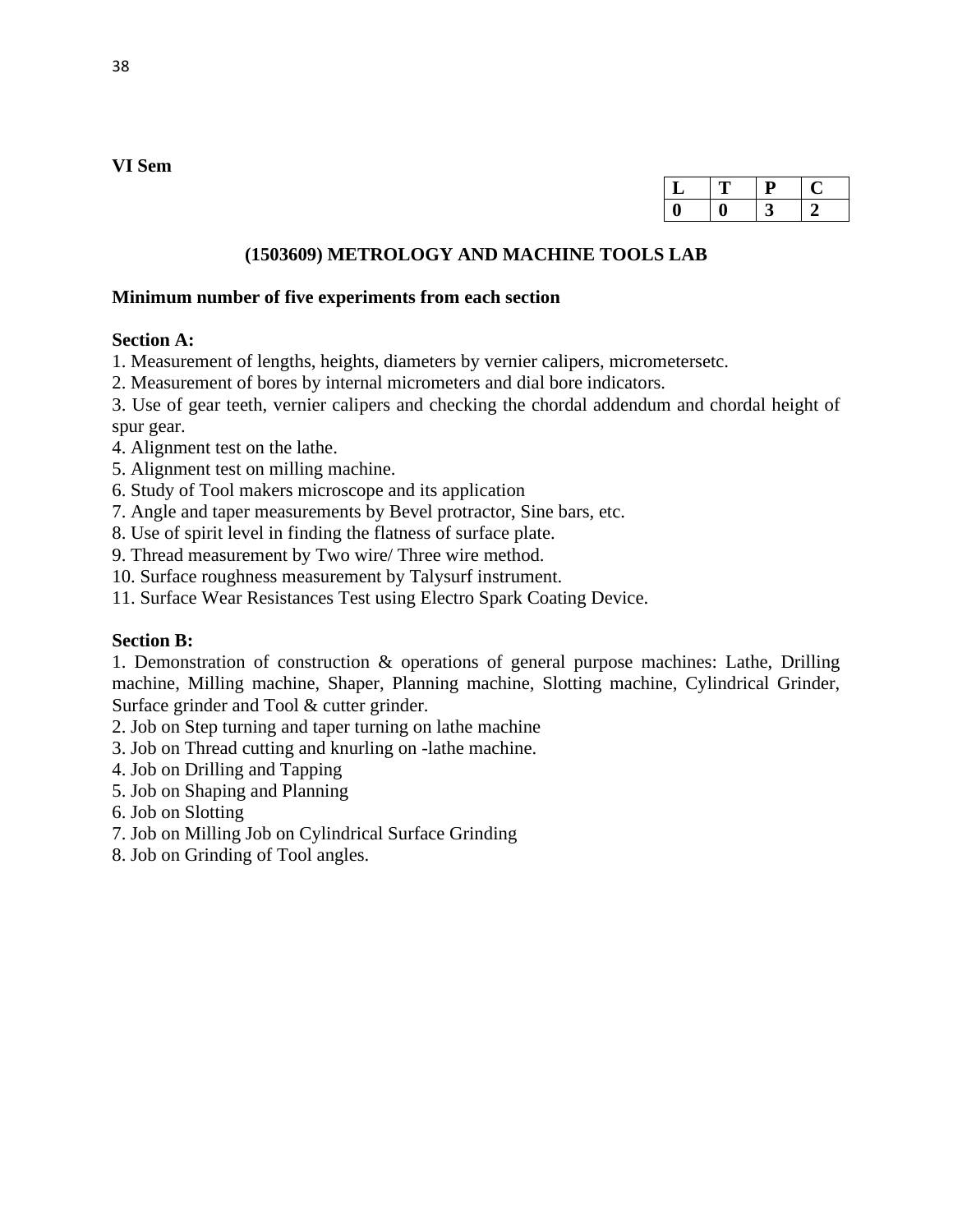**VI Sem**

| L | T | P | C |
|---|---|---|---|
| 0 | 0 | 3 | 2 |

## (1503609) METROLOGY AND MACHINE TOOLS LAB

**Minimum number of five experiments from each section**

**Section A:**

1. Measurement of lengths, heights, diameters by vernier calipers, micrometersetc.
2. Measurement of bores by internal micrometers and dial bore indicators.
3. Use of gear teeth, vernier calipers and checking the chordal addendum and chordal height of spur gear.
4. Alignment test on the lathe.
5. Alignment test on milling machine.
6. Study of Tool makers microscope and its application
7. Angle and taper measurements by Bevel protractor, Sine bars, etc.
8. Use of spirit level in finding the flatness of surface plate.
9. Thread measurement by Two wire/ Three wire method.
10. Surface roughness measurement by Talysurf instrument.
11. Surface Wear Resistances Test using Electro Spark Coating Device.

**Section B:**

1. Demonstration of construction & operations of general purpose machines: Lathe, Drilling machine, Milling machine, Shaper, Planning machine, Slotting machine, Cylindrical Grinder, Surface grinder and Tool & cutter grinder.
2. Job on Step turning and taper turning on lathe machine
3. Job on Thread cutting and knurling on -lathe machine.
4. Job on Drilling and Tapping
5. Job on Shaping and Planning
6. Job on Slotting
7. Job on Milling Job on Cylindrical Surface Grinding
8. Job on Grinding of Tool angles.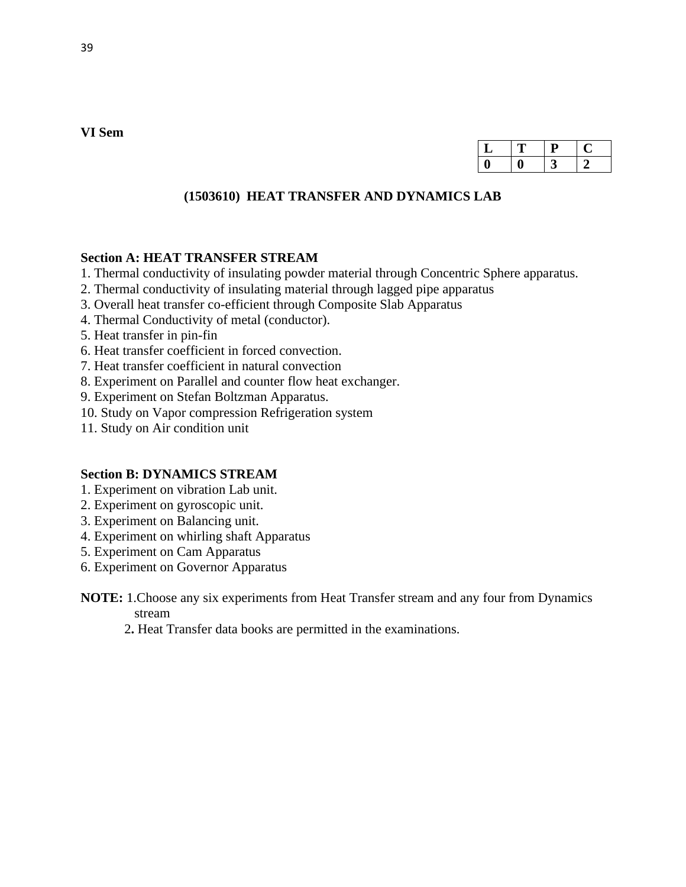**VI Sem**

| L | T | P | C |
|---|---|---|---|
| 0 | 0 | 3 | 2 |

## (1503610) HEAT TRANSFER AND DYNAMICS LAB

**Section A: HEAT TRANSFER STREAM**

1. Thermal conductivity of insulating powder material through Concentric Sphere apparatus.
2. Thermal conductivity of insulating material through lagged pipe apparatus
3. Overall heat transfer co-efficient through Composite Slab Apparatus
4. Thermal Conductivity of metal (conductor).
5. Heat transfer in pin-fin
6. Heat transfer coefficient in forced convection.
7. Heat transfer coefficient in natural convection
8. Experiment on Parallel and counter flow heat exchanger.
9. Experiment on Stefan Boltzman Apparatus.
10. Study on Vapor compression Refrigeration system
11. Study on Air condition unit

**Section B: DYNAMICS STREAM**

1. Experiment on vibration Lab unit.
2. Experiment on gyroscopic unit.
3. Experiment on Balancing unit.
4. Experiment on whirling shaft Apparatus
5. Experiment on Cam Apparatus
6. Experiment on Governor Apparatus

**NOTE:** 1.Choose any six experiments from Heat Transfer stream and any four from Dynamics stream

2**.** Heat Transfer data books are permitted in the examinations.